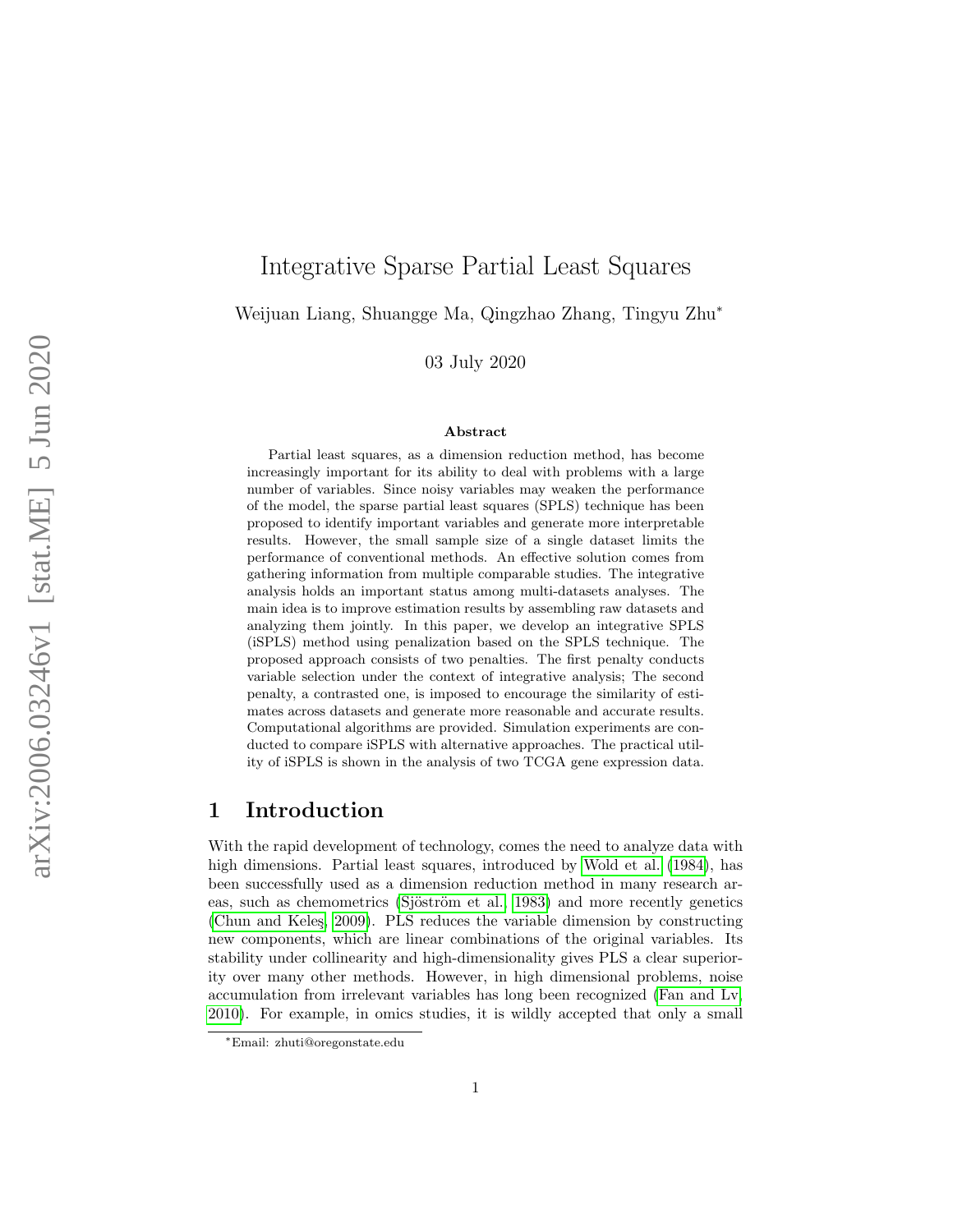# Integrative Sparse Partial Least Squares

Weijuan Liang, Shuangge Ma, Qingzhao Zhang, Tingyu Zhu*

03 July 2020

### Abstract

Partial least squares, as a dimension reduction method, has become increasingly important for its ability to deal with problems with a large number of variables. Since noisy variables may weaken the performance of the model, the sparse partial least squares (SPLS) technique has been proposed to identify important variables and generate more interpretable results. However, the small sample size of a single dataset limits the performance of conventional methods. An effective solution comes from gathering information from multiple comparable studies. The integrative analysis holds an important status among multi-datasets analyses. The main idea is to improve estimation results by assembling raw datasets and analyzing them jointly. In this paper, we develop an integrative SPLS (iSPLS) method using penalization based on the SPLS technique. The proposed approach consists of two penalties. The first penalty conducts variable selection under the context of integrative analysis; The second penalty, a contrasted one, is imposed to encourage the similarity of estimates across datasets and generate more reasonable and accurate results. Computational algorithms are provided. Simulation experiments are conducted to compare iSPLS with alternative approaches. The practical utility of iSPLS is shown in the analysis of two TCGA gene expression data.

## 1 Introduction

With the rapid development of technology, comes the need to analyze data with high dimensions. Partial least squares, introduced by Wold et al. (1984), has been successfully used as a dimension reduction method in many research areas, such as chemometrics (Sjöström et al., 1983) and more recently genetics (Chun and Keleş, 2009). PLS reduces the variable dimension by constructing new components, which are linear combinations of the original variables. Its stability under collinearity and high-dimensionality gives PLS a clear superiority over many other methods. However, in high dimensional problems, noise accumulation from irrelevant variables has long been recognized (Fan and Lv, 2010). For example, in omics studies, it is wildly accepted that only a small

*Email: zhuti@oregonstate.edu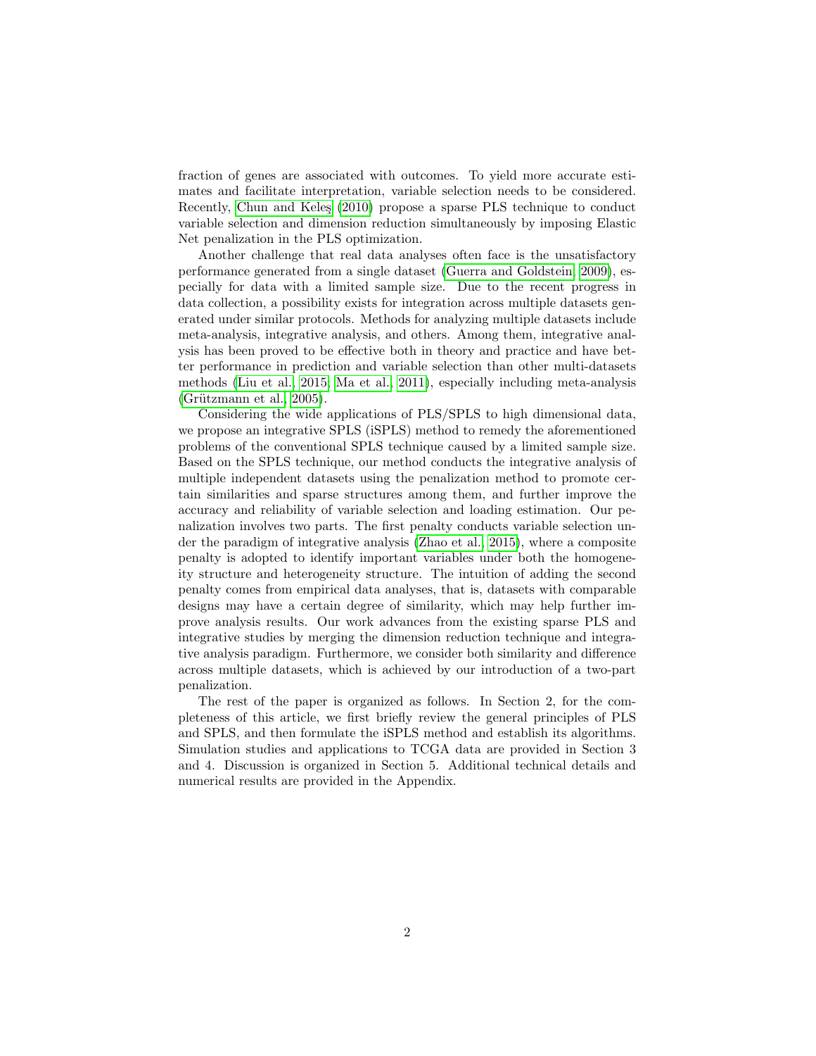fraction of genes are associated with outcomes. To yield more accurate estimates and facilitate interpretation, variable selection needs to be considered. Recently, Chun and Keleş (2010) propose a sparse PLS technique to conduct variable selection and dimension reduction simultaneously by imposing Elastic Net penalization in the PLS optimization.

Another challenge that real data analyses often face is the unsatisfactory performance generated from a single dataset (Guerra and Goldstein, 2009), especially for data with a limited sample size. Due to the recent progress in data collection, a possibility exists for integration across multiple datasets generated under similar protocols. Methods for analyzing multiple datasets include meta-analysis, integrative analysis, and others. Among them, integrative analysis has been proved to be effective both in theory and practice and have better performance in prediction and variable selection than other multi-datasets methods (Liu et al., 2015; Ma et al., 2011), especially including meta-analysis (Grützmann et al., 2005).

Considering the wide applications of PLS/SPLS to high dimensional data, we propose an integrative SPLS (iSPLS) method to remedy the aforementioned problems of the conventional SPLS technique caused by a limited sample size. Based on the SPLS technique, our method conducts the integrative analysis of multiple independent datasets using the penalization method to promote certain similarities and sparse structures among them, and further improve the accuracy and reliability of variable selection and loading estimation. Our penalization involves two parts. The first penalty conducts variable selection under the paradigm of integrative analysis (Zhao et al., 2015), where a composite penalty is adopted to identify important variables under both the homogeneity structure and heterogeneity structure. The intuition of adding the second penalty comes from empirical data analyses, that is, datasets with comparable designs may have a certain degree of similarity, which may help further improve analysis results. Our work advances from the existing sparse PLS and integrative studies by merging the dimension reduction technique and integrative analysis paradigm. Furthermore, we consider both similarity and difference across multiple datasets, which is achieved by our introduction of a two-part penalization.

The rest of the paper is organized as follows. In Section 2, for the completeness of this article, we first briefly review the general principles of PLS and SPLS, and then formulate the iSPLS method and establish its algorithms. Simulation studies and applications to TCGA data are provided in Section 3 and 4. Discussion is organized in Section 5. Additional technical details and numerical results are provided in the Appendix.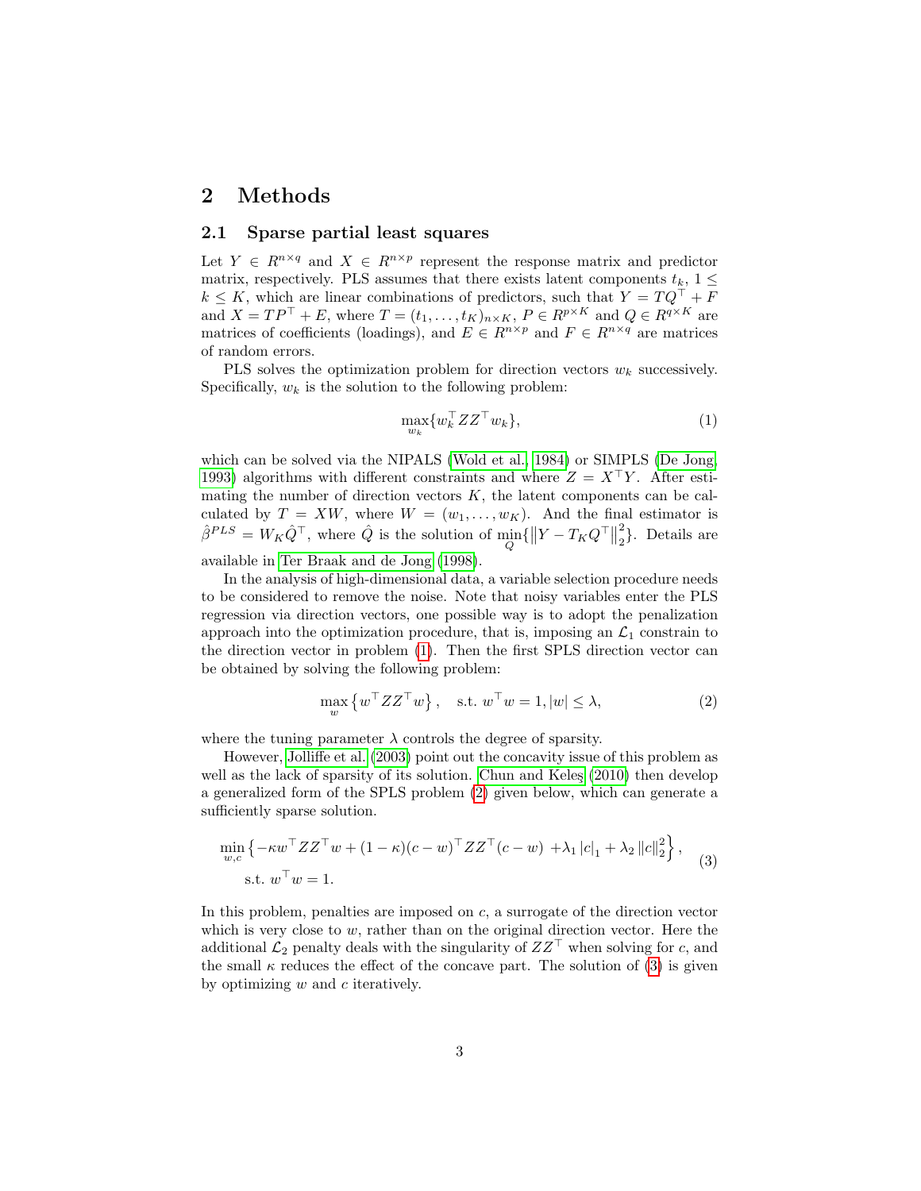## 2 Methods

### 2.1 Sparse partial least squares

Let $Y \in R^{n \times q}$ and $X \in R^{n \times p}$ represent the response matrix and predictor matrix, respectively. PLS assumes that there exists latent components $t_k$, $1 \leq k \leq K$, which are linear combinations of predictors, such that $Y = TQ^\top + F$ and $X = TP^\top + E$, where $T = (t_1, \ldots, t_K)_{n \times K}$, $P \in R^{p \times K}$ and $Q \in R^{q \times K}$ are matrices of coefficients (loadings), and $E \in R^{n \times p}$ and $F \in R^{n \times q}$ are matrices of random errors.

PLS solves the optimization problem for direction vectors $w_k$ successively. Specifically, $w_k$ is the solution to the following problem:

$$\max_{w_k} \{ w_k^\top Z Z^\top w_k \}, \tag{1}$$

which can be solved via the NIPALS (Wold et al., 1984) or SIMPLS (De Jong, 1993) algorithms with different constraints and where $Z = X^\top Y$. After estimating the number of direction vectors $K$, the latent components can be calculated by $T = XW$, where $W = (w_1, \ldots, w_K)$. And the final estimator is $\hat{\beta}^{PLS} = W_K \hat{Q}^\top$, where $\hat{Q}$ is the solution of $\min_Q \{ \left\| Y - T_K Q^\top \right\|_2^2 \}$. Details are available in Ter Braak and de Jong (1998).

In the analysis of high-dimensional data, a variable selection procedure needs to be considered to remove the noise. Note that noisy variables enter the PLS regression via direction vectors, one possible way is to adopt the penalization approach into the optimization procedure, that is, imposing an $\mathcal{L}_1$ constrain to the direction vector in problem (1). Then the first SPLS direction vector can be obtained by solving the following problem:

$$\max_{w} \left\{ w^\top Z Z^\top w \right\}, \quad \text{s.t. } w^\top w = 1, |w| \leq \lambda, \tag{2}$$

where the tuning parameter $\lambda$ controls the degree of sparsity.

However, Jolliffe et al. (2003) point out the concavity issue of this problem as well as the lack of sparsity of its solution. Chun and Keleş (2010) then develop a generalized form of the SPLS problem (2) given below, which can generate a sufficiently sparse solution.

$$\begin{aligned} &\min_{w,c} \left\{ -\kappa w^\top Z Z^\top w + (1-\kappa)(c-w)^\top Z Z^\top (c-w) \ + \lambda_1 \left| c \right|_1 + \lambda_2 \left\| c \right\|_2^2 \right\}, \\ &\quad \text{s.t. } w^\top w = 1. \end{aligned} \tag{3}$$

In this problem, penalties are imposed on $c$, a surrogate of the direction vector which is very close to $w$, rather than on the original direction vector. Here the additional $\mathcal{L}_2$ penalty deals with the singularity of $ZZ^\top$ when solving for $c$, and the small $\kappa$ reduces the effect of the concave part. The solution of (3) is given by optimizing $w$ and $c$ iteratively.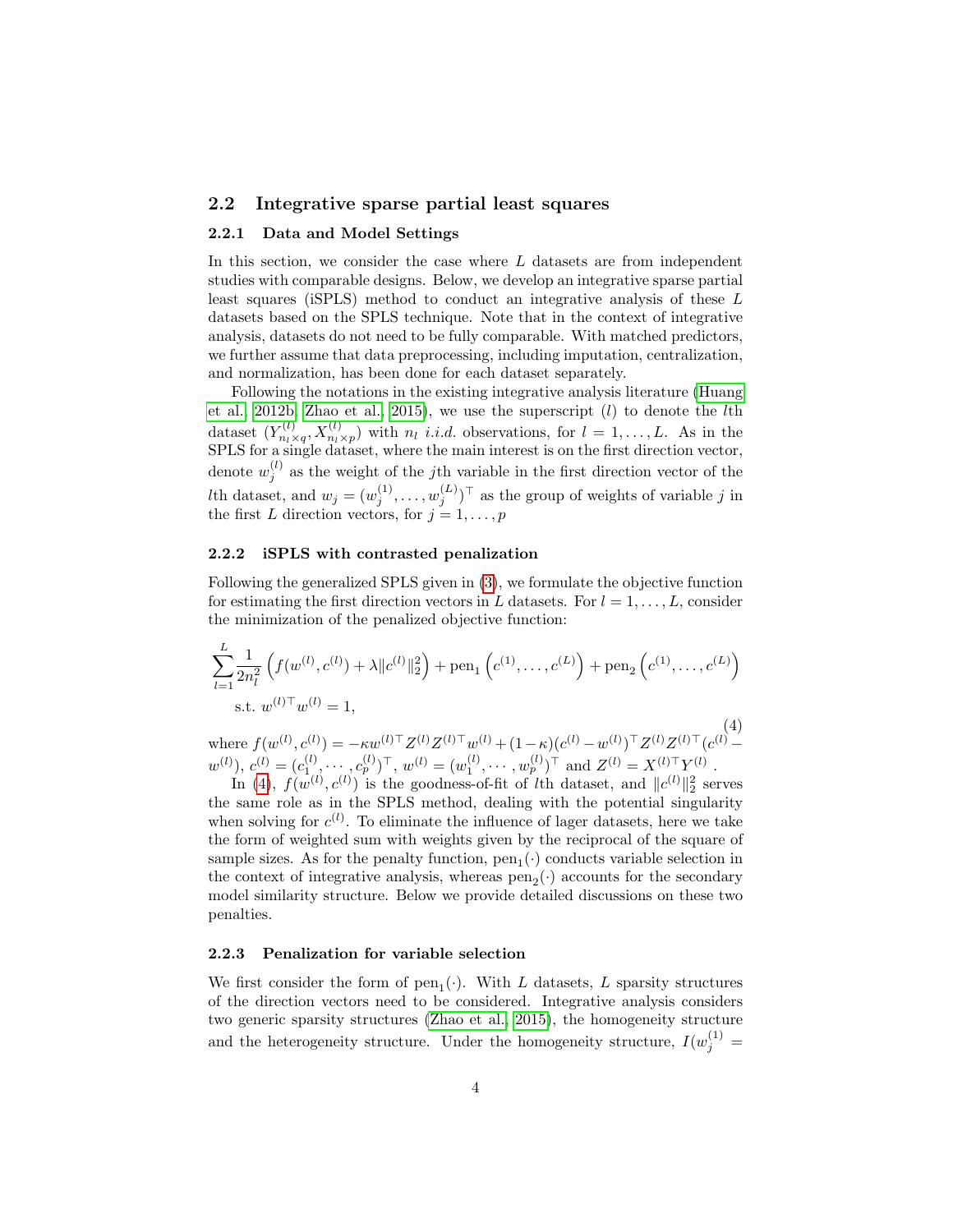### 2.2 Integrative sparse partial least squares

#### 2.2.1 Data and Model Settings

In this section, we consider the case where $L$ datasets are from independent studies with comparable designs. Below, we develop an integrative sparse partial least squares (iSPLS) method to conduct an integrative analysis of these $L$ datasets based on the SPLS technique. Note that in the context of integrative analysis, datasets do not need to be fully comparable. With matched predictors, we further assume that data preprocessing, including imputation, centralization, and normalization, has been done for each dataset separately.

Following the notations in the existing integrative analysis literature (Huang et al. 2012b; Zhao et al. 2015), we use the superscript $(l)$ to denote the $l$th dataset $(Y^{(l)}_{n_l \times q}, X^{(l)}_{n_l \times p})$ with $n_l$ *i.i.d.* observations, for $l = 1, \dots, L$. As in the SPLS for a single dataset, where the main interest is on the first direction vector, denote $w^{(l)}_j$ as the weight of the $j$th variable in the first direction vector of the $l$th dataset, and $w_j = (w^{(1)}_j, \dots, w^{(L)}_j)^\top$ as the group of weights of variable $j$ in the first $L$ direction vectors, for $j = 1, \dots, p$

#### 2.2.2 iSPLS with contrasted penalization

Following the generalized SPLS given in (3), we formulate the objective function for estimating the first direction vectors in $L$ datasets. For $l = 1, \dots, L$, consider the minimization of the penalized objective function:

$$\sum_{l=1}^{L} \frac{1}{2n_l^2} \left( f(w^{(l)}, c^{(l)}) + \lambda \|c^{(l)}\|_2^2 \right) + \text{pen}_1\left(c^{(1)}, \dots, c^{(L)}\right) + \text{pen}_2\left(c^{(1)}, \dots, c^{(L)}\right)$$
$$\text{s.t. } w^{(l)\top} w^{(l)} = 1, \tag{4}$$

where $f(w^{(l)}, c^{(l)}) = -\kappa w^{(l)\top} Z^{(l)} Z^{(l)\top} w^{(l)} + (1-\kappa)(c^{(l)} - w^{(l)})^\top Z^{(l)} Z^{(l)\top} (c^{(l)} - w^{(l)})$, $c^{(l)} = (c^{(l)}_1, \cdots, c^{(l)}_p)^\top$, $w^{(l)} = (w^{(l)}_1, \cdots, w^{(l)}_p)^\top$ and $Z^{(l)} = X^{(l)\top} Y^{(l)}$.

In (4), $f(w^{(l)}, c^{(l)})$ is the goodness-of-fit of $l$th dataset, and $\|c^{(l)}\|_2^2$ serves the same role as in the SPLS method, dealing with the potential singularity when solving for $c^{(l)}$. To eliminate the influence of lager datasets, here we take the form of weighted sum with weights given by the reciprocal of the square of sample sizes. As for the penalty function, $\text{pen}_1(\cdot)$ conducts variable selection in the context of integrative analysis, whereas $\text{pen}_2(\cdot)$ accounts for the secondary model similarity structure. Below we provide detailed discussions on these two penalties.

#### 2.2.3 Penalization for variable selection

We first consider the form of $\text{pen}_1(\cdot)$. With $L$ datasets, $L$ sparsity structures of the direction vectors need to be considered. Integrative analysis considers two generic sparsity structures (Zhao et al. 2015), the homogeneity structure and the heterogeneity structure. Under the homogeneity structure, $I(w^{(1)}_j =$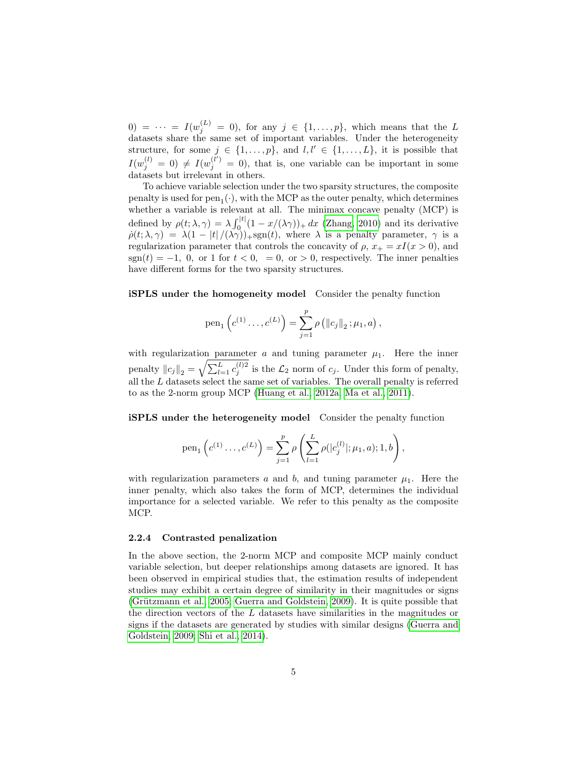$0) = \cdots = I(w_j^{(L)} = 0)$, for any $j \in \{1, \ldots, p\}$, which means that the $L$ datasets share the same set of important variables. Under the heterogeneity structure, for some $j \in \{1, \ldots, p\}$, and $l, l' \in \{1, \ldots, L\}$, it is possible that $I(w_j^{(l)} = 0) \neq I(w_j^{(l')} = 0)$, that is, one variable can be important in some datasets but irrelevant in others.

To achieve variable selection under the two sparsity structures, the composite penalty is used for $\text{pen}_1(\cdot)$, with the MCP as the outer penalty, which determines whether a variable is relevant at all. The minimax concave penalty (MCP) is defined by $\rho(t; \lambda, \gamma) = \lambda \int_0^{|t|} (1 - x/(\lambda\gamma))_+ \, dx$ (Zhang, 2010) and its derivative $\dot{\rho}(t; \lambda, \gamma) = \lambda(1 - |t|/(\lambda\gamma))_+ \text{sgn}(t)$, where $\lambda$ is a penalty parameter, $\gamma$ is a regularization parameter that controls the concavity of $\rho$, $x_+ = xI(x > 0)$, and $\text{sgn}(t) = -1,\ 0,$ or $1$ for $t < 0,\ = 0,$ or $> 0$, respectively. The inner penalties have different forms for the two sparsity structures.

**iSPLS under the homogeneity model** Consider the penalty function

$$\text{pen}_1\left(c^{(1)} \ldots, c^{(L)}\right) = \sum_{j=1}^{p} \rho\left(\|c_j\|_2 ; \mu_1, a\right),$$

with regularization parameter $a$ and tuning parameter $\mu_1$. Here the inner penalty $\|c_j\|_2 = \sqrt{\sum_{l=1}^{L} c_j^{(l)2}}$ is the $\mathcal{L}_2$ norm of $c_j$. Under this form of penalty, all the $L$ datasets select the same set of variables. The overall penalty is referred to as the 2-norm group MCP (Huang et al., 2012a; Ma et al., 2011).

**iSPLS under the heterogeneity model** Consider the penalty function

$$\text{pen}_1\left(c^{(1)} \ldots, c^{(L)}\right) = \sum_{j=1}^{p} \rho\left(\sum_{l=1}^{L} \rho(|c_j^{(l)}|; \mu_1, a); 1, b\right),$$

with regularization parameters $a$ and $b$, and tuning parameter $\mu_1$. Here the inner penalty, which also takes the form of MCP, determines the individual importance for a selected variable. We refer to this penalty as the composite MCP.

### 2.2.4 Contrasted penalization

In the above section, the 2-norm MCP and composite MCP mainly conduct variable selection, but deeper relationships among datasets are ignored. It has been observed in empirical studies that, the estimation results of independent studies may exhibit a certain degree of similarity in their magnitudes or signs (Grützmann et al., 2005; Guerra and Goldstein, 2009). It is quite possible that the direction vectors of the $L$ datasets have similarities in the magnitudes or signs if the datasets are generated by studies with similar designs (Guerra and Goldstein, 2009; Shi et al., 2014).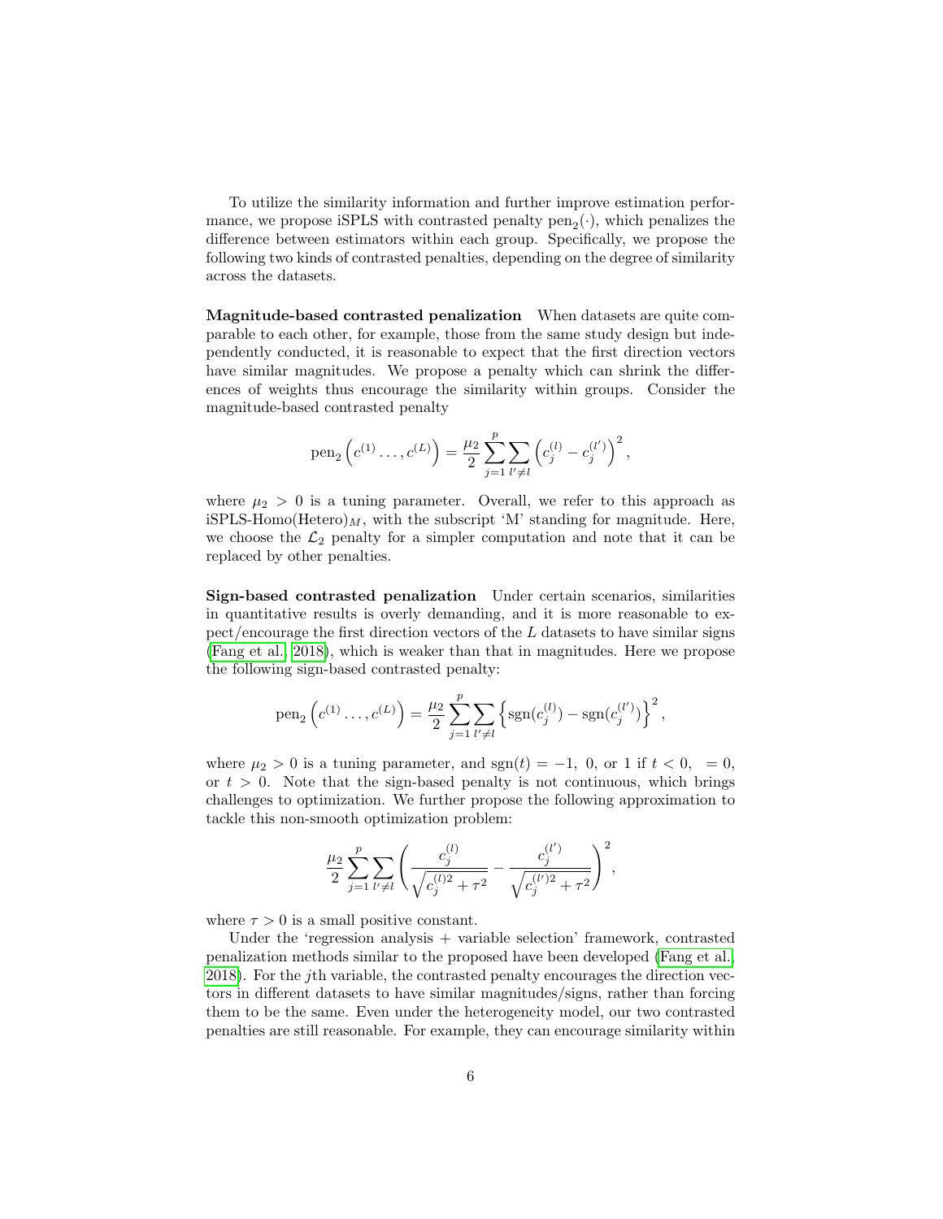To utilize the similarity information and further improve estimation performance, we propose iSPLS with contrasted penalty $\text{pen}_2(\cdot)$, which penalizes the difference between estimators within each group. Specifically, we propose the following two kinds of contrasted penalties, depending on the degree of similarity across the datasets.

**Magnitude-based contrasted penalization** When datasets are quite comparable to each other, for example, those from the same study design but independently conducted, it is reasonable to expect that the first direction vectors have similar magnitudes. We propose a penalty which can shrink the differences of weights thus encourage the similarity within groups. Consider the magnitude-based contrasted penalty

$$\text{pen}_2\left(c^{(1)}\ldots,c^{(L)}\right) = \frac{\mu_2}{2}\sum_{j=1}^{p}\sum_{l'\neq l}\left(c_j^{(l)} - c_j^{(l')}\right)^2,$$

where $\mu_2 > 0$ is a tuning parameter. Overall, we refer to this approach as iSPLS-Homo(Hetero)$_M$, with the subscript 'M' standing for magnitude. Here, we choose the $\mathcal{L}_2$ penalty for a simpler computation and note that it can be replaced by other penalties.

**Sign-based contrasted penalization** Under certain scenarios, similarities in quantitative results is overly demanding, and it is more reasonable to expect/encourage the first direction vectors of the $L$ datasets to have similar signs (Fang et al., 2018), which is weaker than that in magnitudes. Here we propose the following sign-based contrasted penalty:

$$\text{pen}_2\left(c^{(1)}\ldots,c^{(L)}\right) = \frac{\mu_2}{2}\sum_{j=1}^{p}\sum_{l'\neq l}\left\{\text{sgn}(c_j^{(l)}) - \text{sgn}(c_j^{(l')})\right\}^2,$$

where $\mu_2 > 0$ is a tuning parameter, and $\text{sgn}(t) = -1,\ 0,$ or $1$ if $t < 0,\ = 0,$ or $t > 0$. Note that the sign-based penalty is not continuous, which brings challenges to optimization. We further propose the following approximation to tackle this non-smooth optimization problem:

$$\frac{\mu_2}{2}\sum_{j=1}^{p}\sum_{l'\neq l}\left(\frac{c_j^{(l)}}{\sqrt{c_j^{(l)2}+\tau^2}} - \frac{c_j^{(l')}}{\sqrt{c_j^{(l')2}+\tau^2}}\right)^2,$$

where $\tau > 0$ is a small positive constant.

Under the 'regression analysis + variable selection' framework, contrasted penalization methods similar to the proposed have been developed (Fang et al., 2018). For the $j$th variable, the contrasted penalty encourages the direction vectors in different datasets to have similar magnitudes/signs, rather than forcing them to be the same. Even under the heterogeneity model, our two contrasted penalties are still reasonable. For example, they can encourage similarity within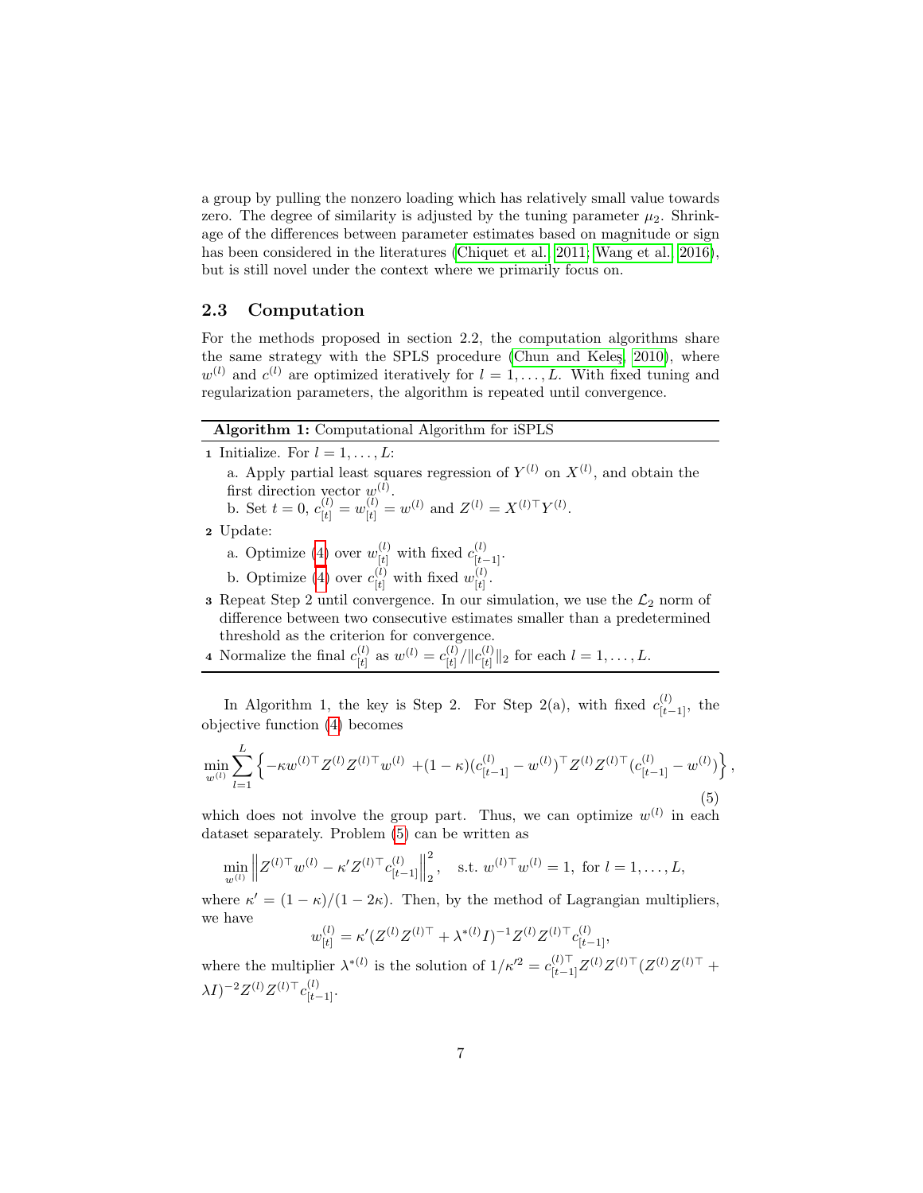a group by pulling the nonzero loading which has relatively small value towards zero. The degree of similarity is adjusted by the tuning parameter $\mu_2$. Shrinkage of the differences between parameter estimates based on magnitude or sign has been considered in the literatures (Chiquet et al., 2011; Wang et al., 2016), but is still novel under the context where we primarily focus on.

### 2.3 Computation

For the methods proposed in section 2.2, the computation algorithms share the same strategy with the SPLS procedure (Chun and Keleş, 2010), where $w^{(l)}$ and $c^{(l)}$ are optimized iteratively for $l = 1, \dots, L$. With fixed tuning and regularization parameters, the algorithm is repeated until convergence.

---

**Algorithm 1:** Computational Algorithm for iSPLS

---

1. Initialize. For $l = 1, \dots, L$:
   a. Apply partial least squares regression of $Y^{(l)}$ on $X^{(l)}$, and obtain the first direction vector $w^{(l)}$.
   b. Set $t = 0$, $c^{(l)}_{[t]} = w^{(l)}_{[t]} = w^{(l)}$ and $Z^{(l)} = X^{(l)\top} Y^{(l)}$.
2. Update:
   a. Optimize (4) over $w^{(l)}_{[t]}$ with fixed $c^{(l)}_{[t-1]}$.
   b. Optimize (4) over $c^{(l)}_{[t]}$ with fixed $w^{(l)}_{[t]}$.
3. Repeat Step 2 until convergence. In our simulation, we use the $\mathcal{L}_2$ norm of difference between two consecutive estimates smaller than a predetermined threshold as the criterion for convergence.
4. Normalize the final $c^{(l)}_{[t]}$ as $w^{(l)} = c^{(l)}_{[t]} / \|c^{(l)}_{[t]}\|_2$ for each $l = 1, \dots, L$.

---

In Algorithm 1, the key is Step 2. For Step 2(a), with fixed $c^{(l)}_{[t-1]}$, the objective function (4) becomes

$$\min_{w^{(l)}} \sum_{l=1}^{L} \left\{ -\kappa w^{(l)\top} Z^{(l)} Z^{(l)\top} w^{(l)} + (1-\kappa)(c^{(l)}_{[t-1]} - w^{(l)})^\top Z^{(l)} Z^{(l)\top} (c^{(l)}_{[t-1]} - w^{(l)}) \right\}, \tag{5}$$

which does not involve the group part. Thus, we can optimize $w^{(l)}$ in each dataset separately. Problem (5) can be written as

$$\min_{w^{(l)}} \left\| Z^{(l)\top} w^{(l)} - \kappa' Z^{(l)\top} c^{(l)}_{[t-1]} \right\|_2^2, \quad \text{s.t. } w^{(l)\top} w^{(l)} = 1, \text{ for } l = 1, \dots, L,$$

where $\kappa' = (1-\kappa)/(1-2\kappa)$. Then, by the method of Lagrangian multipliers, we have

$$w^{(l)}_{[t]} = \kappa' (Z^{(l)} Z^{(l)\top} + \lambda^{*(l)} I)^{-1} Z^{(l)} Z^{(l)\top} c^{(l)}_{[t-1]},$$

where the multiplier $\lambda^{*(l)}$ is the solution of $1/\kappa'^2 = c^{(l)\top}_{[t-1]} Z^{(l)} Z^{(l)\top} (Z^{(l)} Z^{(l)\top} + \lambda I)^{-2} Z^{(l)} Z^{(l)\top} c^{(l)}_{[t-1]}$.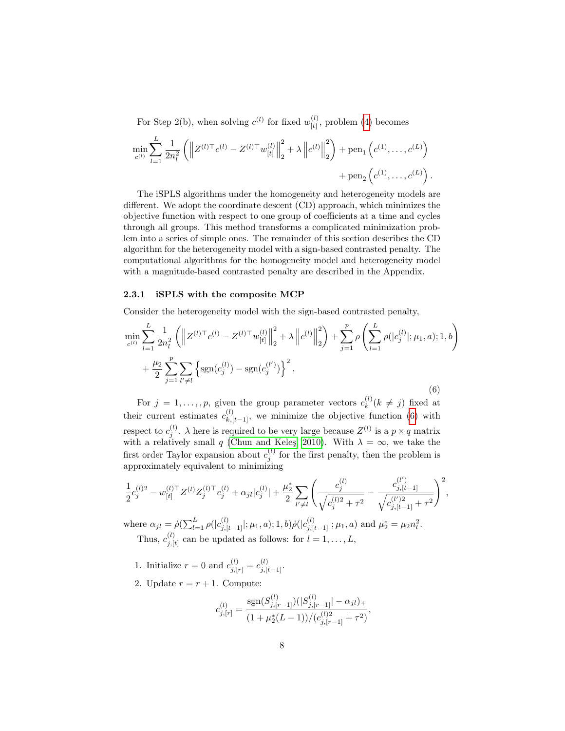For Step 2(b), when solving $c^{(l)}$ for fixed $w_{[t]}^{(l)}$, problem (4) becomes

$$
\min_{c^{(l)}} \sum_{l=1}^{L} \frac{1}{2n_l^2} \left( \left\| Z^{(l)\top} c^{(l)} - Z^{(l)\top} w_{[t]}^{(l)} \right\|_2^2 + \lambda \left\| c^{(l)} \right\|_2^2 \right) + \text{pen}_1 \left( c^{(1)}, \ldots, c^{(L)} \right) + \text{pen}_2 \left( c^{(1)}, \ldots, c^{(L)} \right).
$$

The iSPLS algorithms under the homogeneity and heterogeneity models are different. We adopt the coordinate descent (CD) approach, which minimizes the objective function with respect to one group of coefficients at a time and cycles through all groups. This method transforms a complicated minimization problem into a series of simple ones. The remainder of this section describes the CD algorithm for the heterogeneity model with a sign-based contrasted penalty. The computational algorithms for the homogeneity model and heterogeneity model with a magnitude-based contrasted penalty are described in the Appendix.

### 2.3.1 iSPLS with the composite MCP

Consider the heterogeneity model with the sign-based contrasted penalty,

$$
\min_{c^{(l)}} \sum_{l=1}^{L} \frac{1}{2n_l^2} \left( \left\| Z^{(l)\top} c^{(l)} - Z^{(l)\top} w_{[t]}^{(l)} \right\|_2^2 + \lambda \left\| c^{(l)} \right\|_2^2 \right) + \sum_{j=1}^{p} \rho \left( \sum_{l=1}^{L} \rho(|c_j^{(l)}|; \mu_1, a); 1, b \right) + \frac{\mu_2}{2} \sum_{j=1}^{p} \sum_{l' \neq l} \left\{ \text{sgn}(c_j^{(l)}) - \text{sgn}(c_j^{(l')}) \right\}^2 . \tag{6}
$$

For $j = 1, \ldots, p$, given the group parameter vectors $c_k^{(l)} (k \neq j)$ fixed at their current estimates $c_{k,[t-1]}^{(l)}$, we minimize the objective function (6) with respect to $c_j^{(l)}$. $\lambda$ here is required to be very large because $Z^{(l)}$ is a $p \times q$ matrix with a relatively small $q$ (Chun and Keleş, 2010). With $\lambda = \infty$, we take the first order Taylor expansion about $c_j^{(l)}$ for the first penalty, then the problem is approximately equivalent to minimizing

$$
\frac{1}{2} c_j^{(l)2} - w_{[t]}^{(l)\top} Z^{(l)} Z_j^{(l)\top} c_j^{(l)} + \alpha_{jl} |c_j^{(l)}| + \frac{\mu_2^*}{2} \sum_{l' \neq l} \left( \frac{c_j^{(l)}}{\sqrt{c_j^{(l)2} + \tau^2}} - \frac{c_{j,[t-1]}^{(l')}}{\sqrt{c_{j,[t-1]}^{(l')2} + \tau^2}} \right)^2 ,
$$

where $\alpha_{jl} = \dot{\rho}(\sum_{l=1}^{L} \rho(|c_{j,[t-1]}^{(l)}|; \mu_1, a); 1, b) \dot{\rho}(|c_{j,[t-1]}^{(l)}|; \mu_1, a)$ and $\mu_2^* = \mu_2 n_l^2$.

Thus, $c_{j,[t]}^{(l)}$ can be updated as follows: for $l = 1, \ldots, L$,

1. Initialize $r = 0$ and $c_{j,[r]}^{(l)} = c_{j,[t-1]}^{(l)}$.
2. Update $r = r + 1$. Compute:

$$
c_{j,[r]}^{(l)} = \frac{\text{sgn}(S_{j,[r-1]}^{(l)})(|S_{j,[r-1]}^{(l)}| - \alpha_{jl})_+}{(1 + \mu_2^*(L-1))/(c_{j,[r-1]}^{(l)2} + \tau^2)},
$$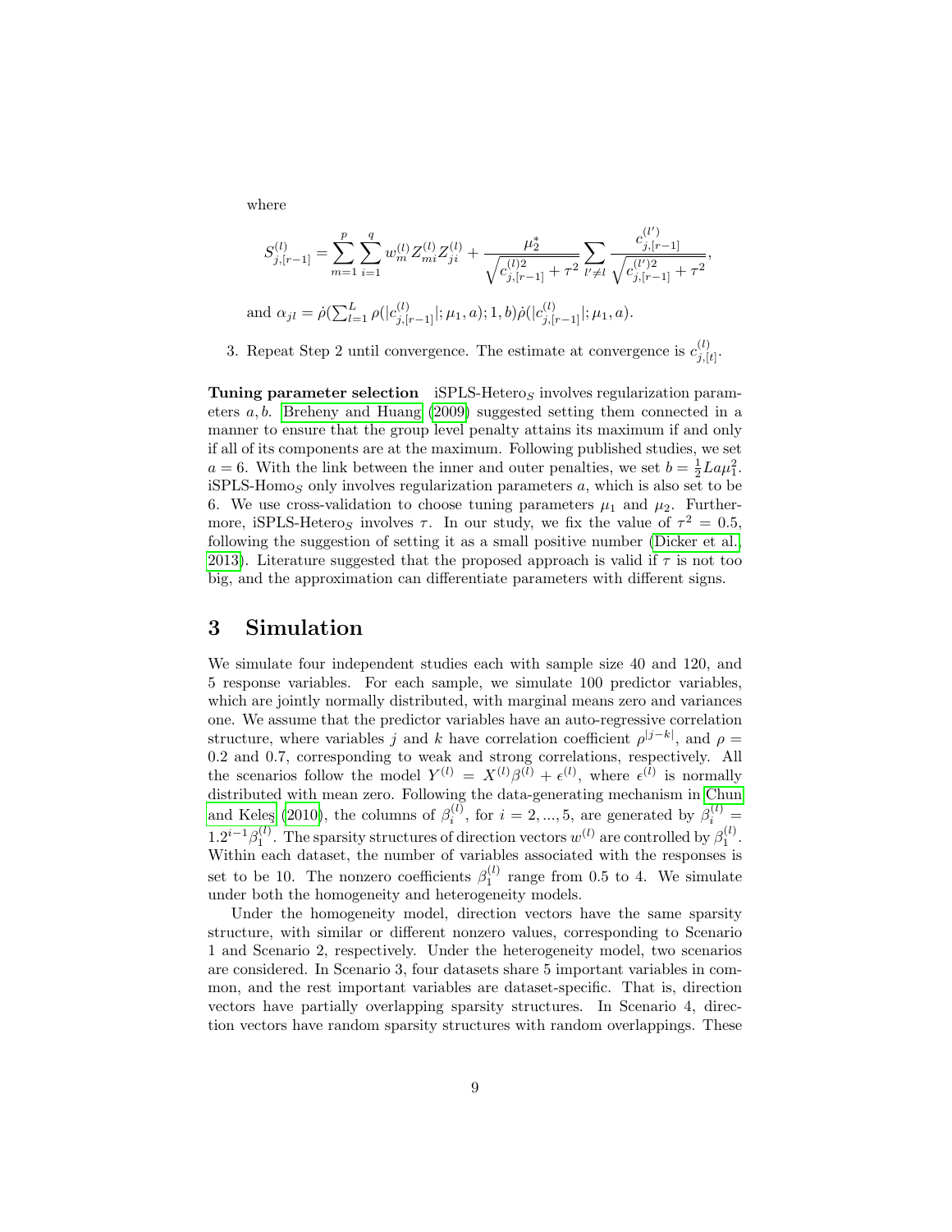where

$$S_{j,[r-1]}^{(l)} = \sum_{m=1}^{p} \sum_{i=1}^{q} w_m^{(l)} Z_{mi}^{(l)} Z_{ji}^{(l)} + \frac{\mu_2^*}{\sqrt{c_{j,[r-1]}^{(l)2} + \tau^2}} \sum_{l' \neq l} \frac{c_{j,[r-1]}^{(l')}}{\sqrt{c_{j,[r-1]}^{(l')2} + \tau^2}},$$

and $\alpha_{jl} = \dot{\rho}(\sum_{l=1}^{L} \rho(|c_{j,[r-1]}^{(l)}|; \mu_1, a); 1, b)\dot{\rho}(|c_{j,[r-1]}^{(l)}|; \mu_1, a)$.

3. Repeat Step 2 until convergence. The estimate at convergence is $c_{j,[t]}^{(l)}$.

**Tuning parameter selection** iSPLS-Hetero$_S$ involves regularization parameters $a, b$. Breheny and Huang (2009) suggested setting them connected in a manner to ensure that the group level penalty attains its maximum if and only if all of its components are at the maximum. Following published studies, we set $a = 6$. With the link between the inner and outer penalties, we set $b = \frac{1}{2} L a \mu_1^2$. iSPLS-Homo$_S$ only involves regularization parameters $a$, which is also set to be 6. We use cross-validation to choose tuning parameters $\mu_1$ and $\mu_2$. Furthermore, iSPLS-Hetero$_S$ involves $\tau$. In our study, we fix the value of $\tau^2 = 0.5$, following the suggestion of setting it as a small positive number (Dicker et al., 2013). Literature suggested that the proposed approach is valid if $\tau$ is not too big, and the approximation can differentiate parameters with different signs.

# 3 Simulation

We simulate four independent studies each with sample size 40 and 120, and 5 response variables. For each sample, we simulate 100 predictor variables, which are jointly normally distributed, with marginal means zero and variances one. We assume that the predictor variables have an auto-regressive correlation structure, where variables $j$ and $k$ have correlation coefficient $\rho^{|j-k|}$, and $\rho = 0.2$ and $0.7$, corresponding to weak and strong correlations, respectively. All the scenarios follow the model $Y^{(l)} = X^{(l)}\beta^{(l)} + \epsilon^{(l)}$, where $\epsilon^{(l)}$ is normally distributed with mean zero. Following the data-generating mechanism in Chun and Keleş (2010), the columns of $\beta_i^{(l)}$, for $i = 2, ..., 5$, are generated by $\beta_i^{(l)} = 1.2^{i-1}\beta_1^{(l)}$. The sparsity structures of direction vectors $w^{(l)}$ are controlled by $\beta_1^{(l)}$. Within each dataset, the number of variables associated with the responses is set to be 10. The nonzero coefficients $\beta_1^{(l)}$ range from 0.5 to 4. We simulate under both the homogeneity and heterogeneity models.

Under the homogeneity model, direction vectors have the same sparsity structure, with similar or different nonzero values, corresponding to Scenario 1 and Scenario 2, respectively. Under the heterogeneity model, two scenarios are considered. In Scenario 3, four datasets share 5 important variables in common, and the rest important variables are dataset-specific. That is, direction vectors have partially overlapping sparsity structures. In Scenario 4, direction vectors have random sparsity structures with random overlappings. These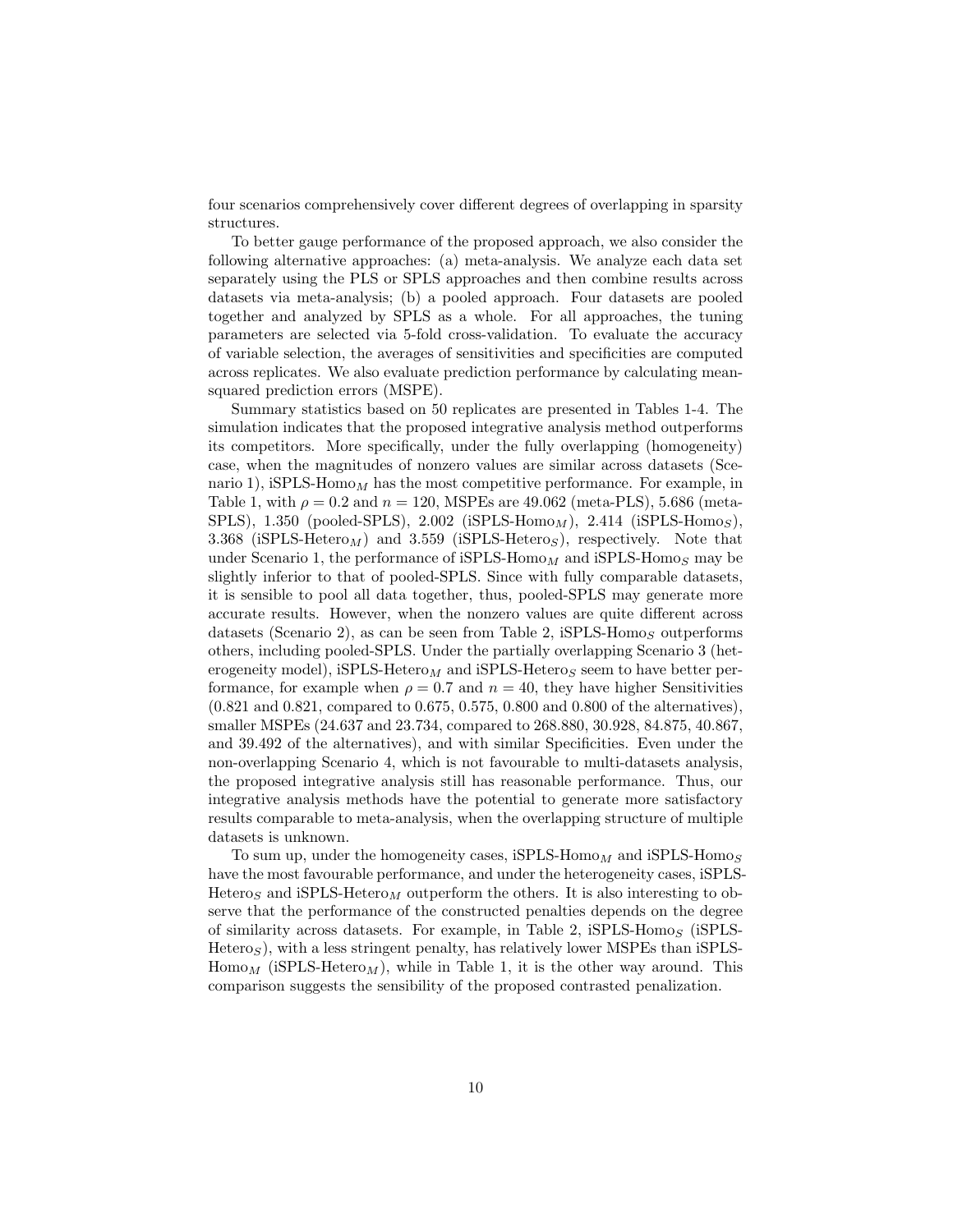four scenarios comprehensively cover different degrees of overlapping in sparsity structures.

To better gauge performance of the proposed approach, we also consider the following alternative approaches: (a) meta-analysis. We analyze each data set separately using the PLS or SPLS approaches and then combine results across datasets via meta-analysis; (b) a pooled approach. Four datasets are pooled together and analyzed by SPLS as a whole. For all approaches, the tuning parameters are selected via 5-fold cross-validation. To evaluate the accuracy of variable selection, the averages of sensitivities and specificities are computed across replicates. We also evaluate prediction performance by calculating mean-squared prediction errors (MSPE).

Summary statistics based on 50 replicates are presented in Tables 1-4. The simulation indicates that the proposed integrative analysis method outperforms its competitors. More specifically, under the fully overlapping (homogeneity) case, when the magnitudes of nonzero values are similar across datasets (Scenario 1), iSPLS-Homo$_M$ has the most competitive performance. For example, in Table 1, with $\rho = 0.2$ and $n = 120$, MSPEs are 49.062 (meta-PLS), 5.686 (meta-SPLS), 1.350 (pooled-SPLS), 2.002 (iSPLS-Homo$_M$), 2.414 (iSPLS-Homo$_S$), 3.368 (iSPLS-Hetero$_M$) and 3.559 (iSPLS-Hetero$_S$), respectively. Note that under Scenario 1, the performance of iSPLS-Homo$_M$ and iSPLS-Homo$_S$ may be slightly inferior to that of pooled-SPLS. Since with fully comparable datasets, it is sensible to pool all data together, thus, pooled-SPLS may generate more accurate results. However, when the nonzero values are quite different across datasets (Scenario 2), as can be seen from Table 2, iSPLS-Homo$_S$ outperforms others, including pooled-SPLS. Under the partially overlapping Scenario 3 (heterogeneity model), iSPLS-Hetero$_M$ and iSPLS-Hetero$_S$ seem to have better performance, for example when $\rho = 0.7$ and $n = 40$, they have higher Sensitivities (0.821 and 0.821, compared to 0.675, 0.575, 0.800 and 0.800 of the alternatives), smaller MSPEs (24.637 and 23.734, compared to 268.880, 30.928, 84.875, 40.867, and 39.492 of the alternatives), and with similar Specificities. Even under the non-overlapping Scenario 4, which is not favourable to multi-datasets analysis, the proposed integrative analysis still has reasonable performance. Thus, our integrative analysis methods have the potential to generate more satisfactory results comparable to meta-analysis, when the overlapping structure of multiple datasets is unknown.

To sum up, under the homogeneity cases, iSPLS-Homo$_M$ and iSPLS-Homo$_S$ have the most favourable performance, and under the heterogeneity cases, iSPLS-Hetero$_S$ and iSPLS-Hetero$_M$ outperform the others. It is also interesting to observe that the performance of the constructed penalties depends on the degree of similarity across datasets. For example, in Table 2, iSPLS-Homo$_S$ (iSPLS-Hetero$_S$), with a less stringent penalty, has relatively lower MSPEs than iSPLS-Homo$_M$ (iSPLS-Hetero$_M$), while in Table 1, it is the other way around. This comparison suggests the sensibility of the proposed contrasted penalization.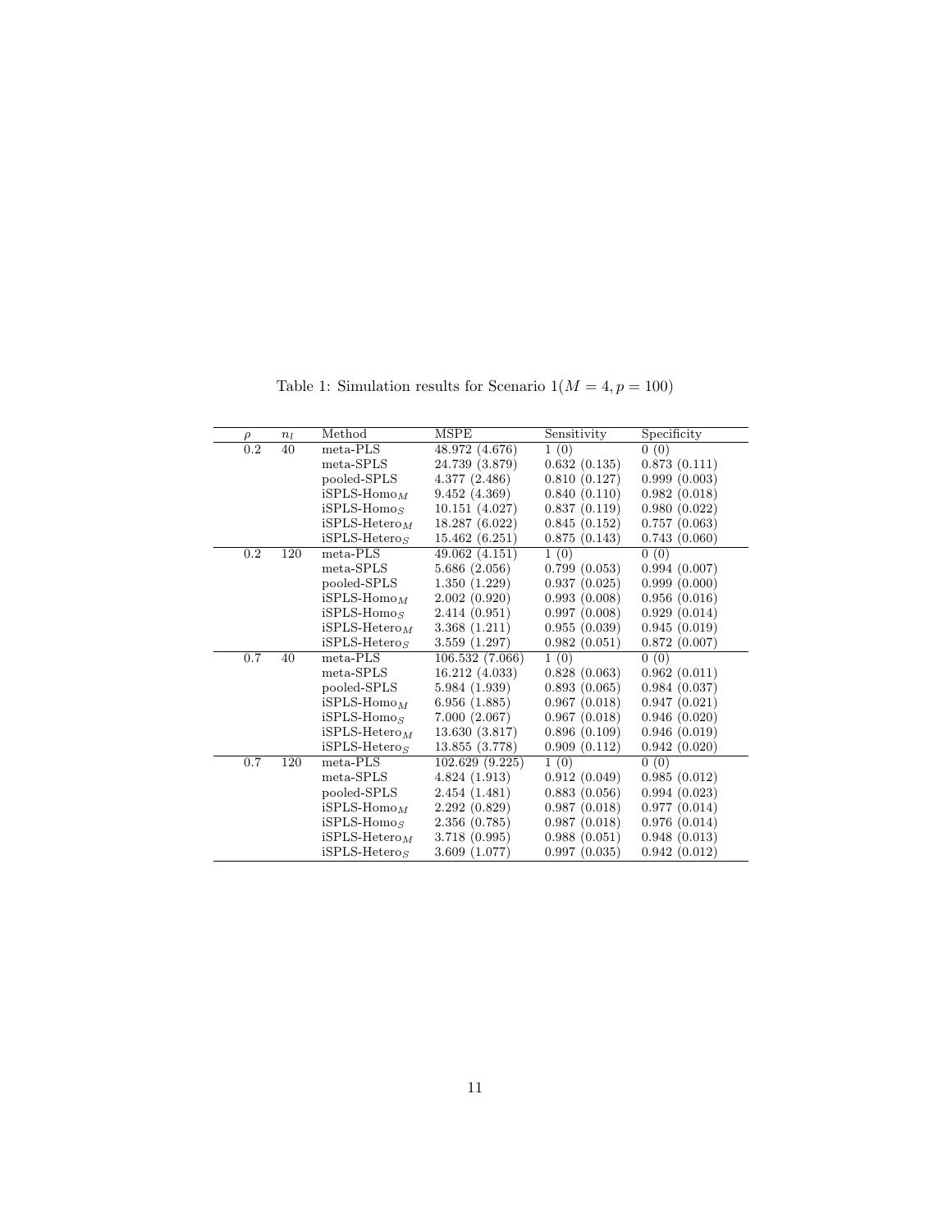Table 1: Simulation results for Scenario 1($M = 4, p = 100$)

| $\rho$ | $n_l$ | Method | MSPE | Sensitivity | Specificity |
|---|---|---|---|---|---|
| 0.2 | 40 | meta-PLS | 48.972 (4.676) | 1 (0) | 0 (0) |
| | | meta-SPLS | 24.739 (3.879) | 0.632 (0.135) | 0.873 (0.111) |
| | | pooled-SPLS | 4.377 (2.486) | 0.810 (0.127) | 0.999 (0.003) |
| | | iSPLS-Homo$_M$ | 9.452 (4.369) | 0.840 (0.110) | 0.982 (0.018) |
| | | iSPLS-Homo$_S$ | 10.151 (4.027) | 0.837 (0.119) | 0.980 (0.022) |
| | | iSPLS-Hetero$_M$ | 18.287 (6.022) | 0.845 (0.152) | 0.757 (0.063) |
| | | iSPLS-Hetero$_S$ | 15.462 (6.251) | 0.875 (0.143) | 0.743 (0.060) |
| 0.2 | 120 | meta-PLS | 49.062 (4.151) | 1 (0) | 0 (0) |
| | | meta-SPLS | 5.686 (2.056) | 0.799 (0.053) | 0.994 (0.007) |
| | | pooled-SPLS | 1.350 (1.229) | 0.937 (0.025) | 0.999 (0.000) |
| | | iSPLS-Homo$_M$ | 2.002 (0.920) | 0.993 (0.008) | 0.956 (0.016) |
| | | iSPLS-Homo$_S$ | 2.414 (0.951) | 0.997 (0.008) | 0.929 (0.014) |
| | | iSPLS-Hetero$_M$ | 3.368 (1.211) | 0.955 (0.039) | 0.945 (0.019) |
| | | iSPLS-Hetero$_S$ | 3.559 (1.297) | 0.982 (0.051) | 0.872 (0.007) |
| 0.7 | 40 | meta-PLS | 106.532 (7.066) | 1 (0) | 0 (0) |
| | | meta-SPLS | 16.212 (4.033) | 0.828 (0.063) | 0.962 (0.011) |
| | | pooled-SPLS | 5.984 (1.939) | 0.893 (0.065) | 0.984 (0.037) |
| | | iSPLS-Homo$_M$ | 6.956 (1.885) | 0.967 (0.018) | 0.947 (0.021) |
| | | iSPLS-Homo$_S$ | 7.000 (2.067) | 0.967 (0.018) | 0.946 (0.020) |
| | | iSPLS-Hetero$_M$ | 13.630 (3.817) | 0.896 (0.109) | 0.946 (0.019) |
| | | iSPLS-Hetero$_S$ | 13.855 (3.778) | 0.909 (0.112) | 0.942 (0.020) |
| 0.7 | 120 | meta-PLS | 102.629 (9.225) | 1 (0) | 0 (0) |
| | | meta-SPLS | 4.824 (1.913) | 0.912 (0.049) | 0.985 (0.012) |
| | | pooled-SPLS | 2.454 (1.481) | 0.883 (0.056) | 0.994 (0.023) |
| | | iSPLS-Homo$_M$ | 2.292 (0.829) | 0.987 (0.018) | 0.977 (0.014) |
| | | iSPLS-Homo$_S$ | 2.356 (0.785) | 0.987 (0.018) | 0.976 (0.014) |
| | | iSPLS-Hetero$_M$ | 3.718 (0.995) | 0.988 (0.051) | 0.948 (0.013) |
| | | iSPLS-Hetero$_S$ | 3.609 (1.077) | 0.997 (0.035) | 0.942 (0.012) |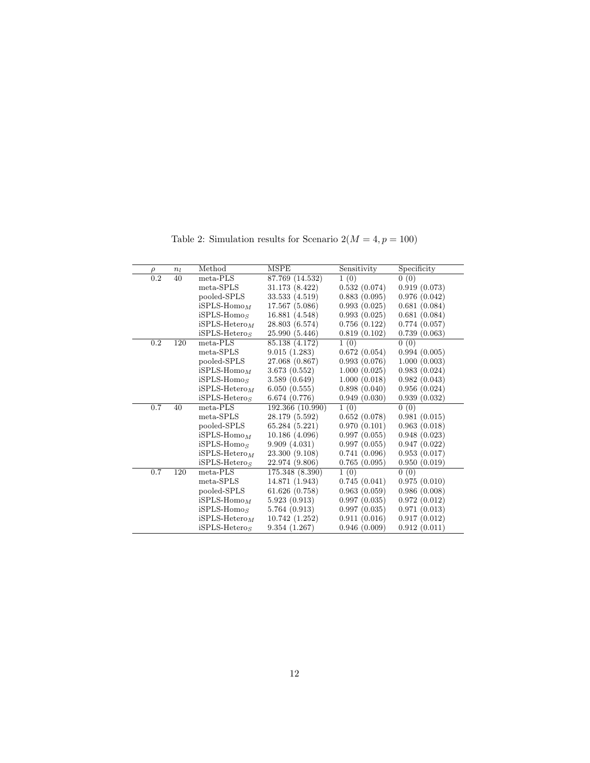Table 2: Simulation results for Scenario 2($M = 4, p = 100$)

| $\rho$ | $n_l$ | Method | MSPE | Sensitivity | Specificity |
|---|---|---|---|---|---|
| 0.2 | 40 | meta-PLS | 87.769 (14.532) | 1 (0) | 0 (0) |
| | | meta-SPLS | 31.173 (8.422) | 0.532 (0.074) | 0.919 (0.073) |
| | | pooled-SPLS | 33.533 (4.519) | 0.883 (0.095) | 0.976 (0.042) |
| | | iSPLS-Homo$_M$ | 17.567 (5.086) | 0.993 (0.025) | 0.681 (0.084) |
| | | iSPLS-Homo$_S$ | 16.881 (4.548) | 0.993 (0.025) | 0.681 (0.084) |
| | | iSPLS-Hetero$_M$ | 28.803 (6.574) | 0.756 (0.122) | 0.774 (0.057) |
| | | iSPLS-Hetero$_S$ | 25.990 (5.446) | 0.819 (0.102) | 0.739 (0.063) |
| 0.2 | 120 | meta-PLS | 85.138 (4.172) | 1 (0) | 0 (0) |
| | | meta-SPLS | 9.015 (1.283) | 0.672 (0.054) | 0.994 (0.005) |
| | | pooled-SPLS | 27.068 (0.867) | 0.993 (0.076) | 1.000 (0.003) |
| | | iSPLS-Homo$_M$ | 3.673 (0.552) | 1.000 (0.025) | 0.983 (0.024) |
| | | iSPLS-Homo$_S$ | 3.589 (0.649) | 1.000 (0.018) | 0.982 (0.043) |
| | | iSPLS-Hetero$_M$ | 6.050 (0.555) | 0.898 (0.040) | 0.956 (0.024) |
| | | iSPLS-Hetero$_S$ | 6.674 (0.776) | 0.949 (0.030) | 0.939 (0.032) |
| 0.7 | 40 | meta-PLS | 192.366 (10.990) | 1 (0) | 0 (0) |
| | | meta-SPLS | 28.179 (5.592) | 0.652 (0.078) | 0.981 (0.015) |
| | | pooled-SPLS | 65.284 (5.221) | 0.970 (0.101) | 0.963 (0.018) |
| | | iSPLS-Homo$_M$ | 10.186 (4.096) | 0.997 (0.055) | 0.948 (0.023) |
| | | iSPLS-Homo$_S$ | 9.909 (4.031) | 0.997 (0.055) | 0.947 (0.022) |
| | | iSPLS-Hetero$_M$ | 23.300 (9.108) | 0.741 (0.096) | 0.953 (0.017) |
| | | iSPLS-Hetero$_S$ | 22.974 (9.806) | 0.765 (0.095) | 0.950 (0.019) |
| 0.7 | 120 | meta-PLS | 175.348 (8.390) | 1 (0) | 0 (0) |
| | | meta-SPLS | 14.871 (1.943) | 0.745 (0.041) | 0.975 (0.010) |
| | | pooled-SPLS | 61.626 (0.758) | 0.963 (0.059) | 0.986 (0.008) |
| | | iSPLS-Homo$_M$ | 5.923 (0.913) | 0.997 (0.035) | 0.972 (0.012) |
| | | iSPLS-Homo$_S$ | 5.764 (0.913) | 0.997 (0.035) | 0.971 (0.013) |
| | | iSPLS-Hetero$_M$ | 10.742 (1.252) | 0.911 (0.016) | 0.917 (0.012) |
| | | iSPLS-Hetero$_S$ | 9.354 (1.267) | 0.946 (0.009) | 0.912 (0.011) |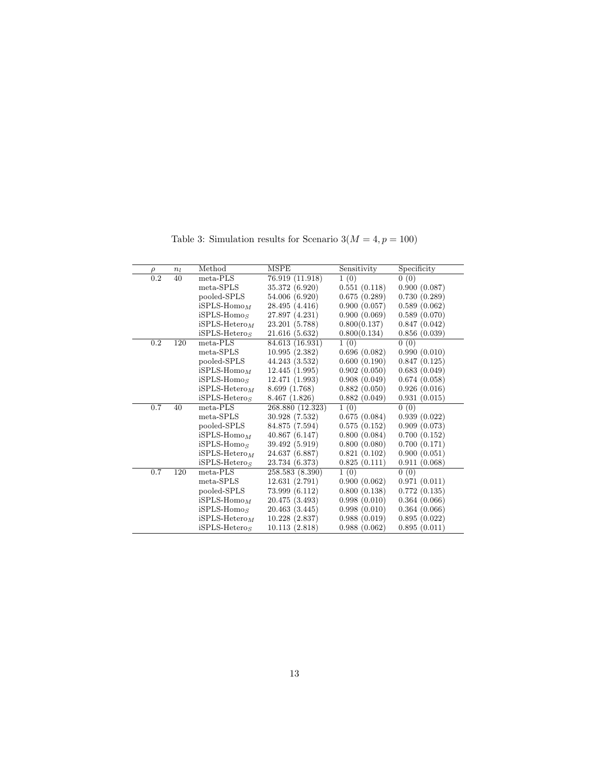Table 3: Simulation results for Scenario 3($M = 4, p = 100$)

| $\rho$ | $n_l$ | Method | MSPE | Sensitivity | Specificity |
|---|---|---|---|---|---|
| 0.2 | 40 | meta-PLS | 76.919 (11.918) | 1 (0) | 0 (0) |
| | | meta-SPLS | 35.372 (6.920) | 0.551 (0.118) | 0.900 (0.087) |
| | | pooled-SPLS | 54.006 (6.920) | 0.675 (0.289) | 0.730 (0.289) |
| | | iSPLS-Homo$_M$ | 28.495 (4.416) | 0.900 (0.057) | 0.589 (0.062) |
| | | iSPLS-Homo$_S$ | 27.897 (4.231) | 0.900 (0.069) | 0.589 (0.070) |
| | | iSPLS-Hetero$_M$ | 23.201 (5.788) | 0.800(0.137) | 0.847 (0.042) |
| | | iSPLS-Hetero$_S$ | 21.616 (5.632) | 0.800(0.134) | 0.856 (0.039) |
| 0.2 | 120 | meta-PLS | 84.613 (16.931) | 1 (0) | 0 (0) |
| | | meta-SPLS | 10.995 (2.382) | 0.696 (0.082) | 0.990 (0.010) |
| | | pooled-SPLS | 44.243 (3.532) | 0.600 (0.190) | 0.847 (0.125) |
| | | iSPLS-Homo$_M$ | 12.445 (1.995) | 0.902 (0.050) | 0.683 (0.049) |
| | | iSPLS-Homo$_S$ | 12.471 (1.993) | 0.908 (0.049) | 0.674 (0.058) |
| | | iSPLS-Hetero$_M$ | 8.699 (1.768) | 0.882 (0.050) | 0.926 (0.016) |
| | | iSPLS-Hetero$_S$ | 8.467 (1.826) | 0.882 (0.049) | 0.931 (0.015) |
| 0.7 | 40 | meta-PLS | 268.880 (12.323) | 1 (0) | 0 (0) |
| | | meta-SPLS | 30.928 (7.532) | 0.675 (0.084) | 0.939 (0.022) |
| | | pooled-SPLS | 84.875 (7.594) | 0.575 (0.152) | 0.909 (0.073) |
| | | iSPLS-Homo$_M$ | 40.867 (6.147) | 0.800 (0.084) | 0.700 (0.152) |
| | | iSPLS-Homo$_S$ | 39.492 (5.919) | 0.800 (0.080) | 0.700 (0.171) |
| | | iSPLS-Hetero$_M$ | 24.637 (6.887) | 0.821 (0.102) | 0.900 (0.051) |
| | | iSPLS-Hetero$_S$ | 23.734 (6.373) | 0.825 (0.111) | 0.911 (0.068) |
| 0.7 | 120 | meta-PLS | 258.583 (8.390) | 1 (0) | 0 (0) |
| | | meta-SPLS | 12.631 (2.791) | 0.900 (0.062) | 0.971 (0.011) |
| | | pooled-SPLS | 73.999 (6.112) | 0.800 (0.138) | 0.772 (0.135) |
| | | iSPLS-Homo$_M$ | 20.475 (3.493) | 0.998 (0.010) | 0.364 (0.066) |
| | | iSPLS-Homo$_S$ | 20.463 (3.445) | 0.998 (0.010) | 0.364 (0.066) |
| | | iSPLS-Hetero$_M$ | 10.228 (2.837) | 0.988 (0.019) | 0.895 (0.022) |
| | | iSPLS-Hetero$_S$ | 10.113 (2.818) | 0.988 (0.062) | 0.895 (0.011) |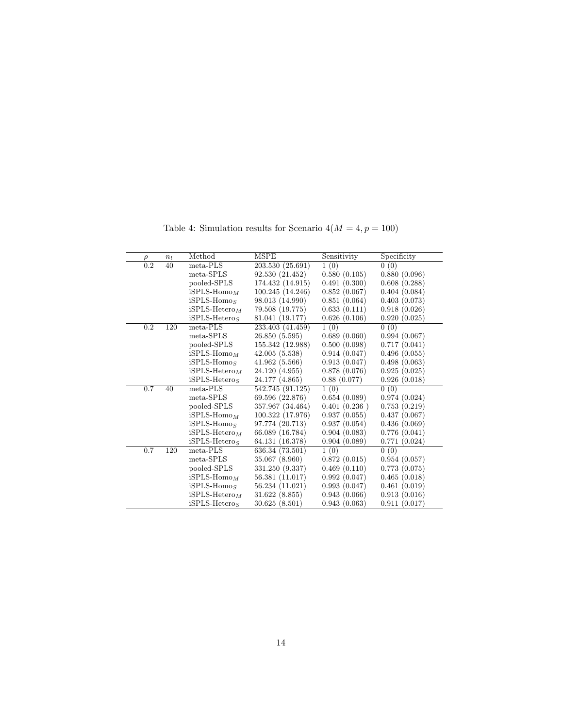Table 4: Simulation results for Scenario 4($M = 4, p = 100$)

| $\rho$ | $n_l$ | Method | MSPE | Sensitivity | Specificity |
|---|---|---|---|---|---|
| 0.2 | 40 | meta-PLS | 203.530 (25.691) | 1 (0) | 0 (0) |
| | | meta-SPLS | 92.530 (21.452) | 0.580 (0.105) | 0.880 (0.096) |
| | | pooled-SPLS | 174.432 (14.915) | 0.491 (0.300) | 0.608 (0.288) |
| | | iSPLS-Homo$_M$ | 100.245 (14.246) | 0.852 (0.067) | 0.404 (0.084) |
| | | iSPLS-Homo$_S$ | 98.013 (14.990) | 0.851 (0.064) | 0.403 (0.073) |
| | | iSPLS-Hetero$_M$ | 79.508 (19.775) | 0.633 (0.111) | 0.918 (0.026) |
| | | iSPLS-Hetero$_S$ | 81.041 (19.177) | 0.626 (0.106) | 0.920 (0.025) |
| 0.2 | 120 | meta-PLS | 233.403 (41.459) | 1 (0) | 0 (0) |
| | | meta-SPLS | 26.850 (5.595) | 0.689 (0.060) | 0.994 (0.067) |
| | | pooled-SPLS | 155.342 (12.988) | 0.500 (0.098) | 0.717 (0.041) |
| | | iSPLS-Homo$_M$ | 42.005 (5.538) | 0.914 (0.047) | 0.496 (0.055) |
| | | iSPLS-Homo$_S$ | 41.962 (5.566) | 0.913 (0.047) | 0.498 (0.063) |
| | | iSPLS-Hetero$_M$ | 24.120 (4.955) | 0.878 (0.076) | 0.925 (0.025) |
| | | iSPLS-Hetero$_S$ | 24.177 (4.865) | 0.88 (0.077) | 0.926 (0.018) |
| 0.7 | 40 | meta-PLS | 542.745 (91.125) | 1 (0) | 0 (0) |
| | | meta-SPLS | 69.596 (22.876) | 0.654 (0.089) | 0.974 (0.024) |
| | | pooled-SPLS | 357.967 (34.464) | 0.401 (0.236 ) | 0.753 (0.219) |
| | | iSPLS-Homo$_M$ | 100.322 (17.976) | 0.937 (0.055) | 0.437 (0.067) |
| | | iSPLS-Homo$_S$ | 97.774 (20.713) | 0.937 (0.054) | 0.436 (0.069) |
| | | iSPLS-Hetero$_M$ | 66.089 (16.784) | 0.904 (0.083) | 0.776 (0.041) |
| | | iSPLS-Hetero$_S$ | 64.131 (16.378) | 0.904 (0.089) | 0.771 (0.024) |
| 0.7 | 120 | meta-PLS | 636.34 (73.501) | 1 (0) | 0 (0) |
| | | meta-SPLS | 35.067 (8.960) | 0.872 (0.015) | 0.954 (0.057) |
| | | pooled-SPLS | 331.250 (9.337) | 0.469 (0.110) | 0.773 (0.075) |
| | | iSPLS-Homo$_M$ | 56.381 (11.017) | 0.992 (0.047) | 0.465 (0.018) |
| | | iSPLS-Homo$_S$ | 56.234 (11.021) | 0.993 (0.047) | 0.461 (0.019) |
| | | iSPLS-Hetero$_M$ | 31.622 (8.855) | 0.943 (0.066) | 0.913 (0.016) |
| | | iSPLS-Hetero$_S$ | 30.625 (8.501) | 0.943 (0.063) | 0.911 (0.017) |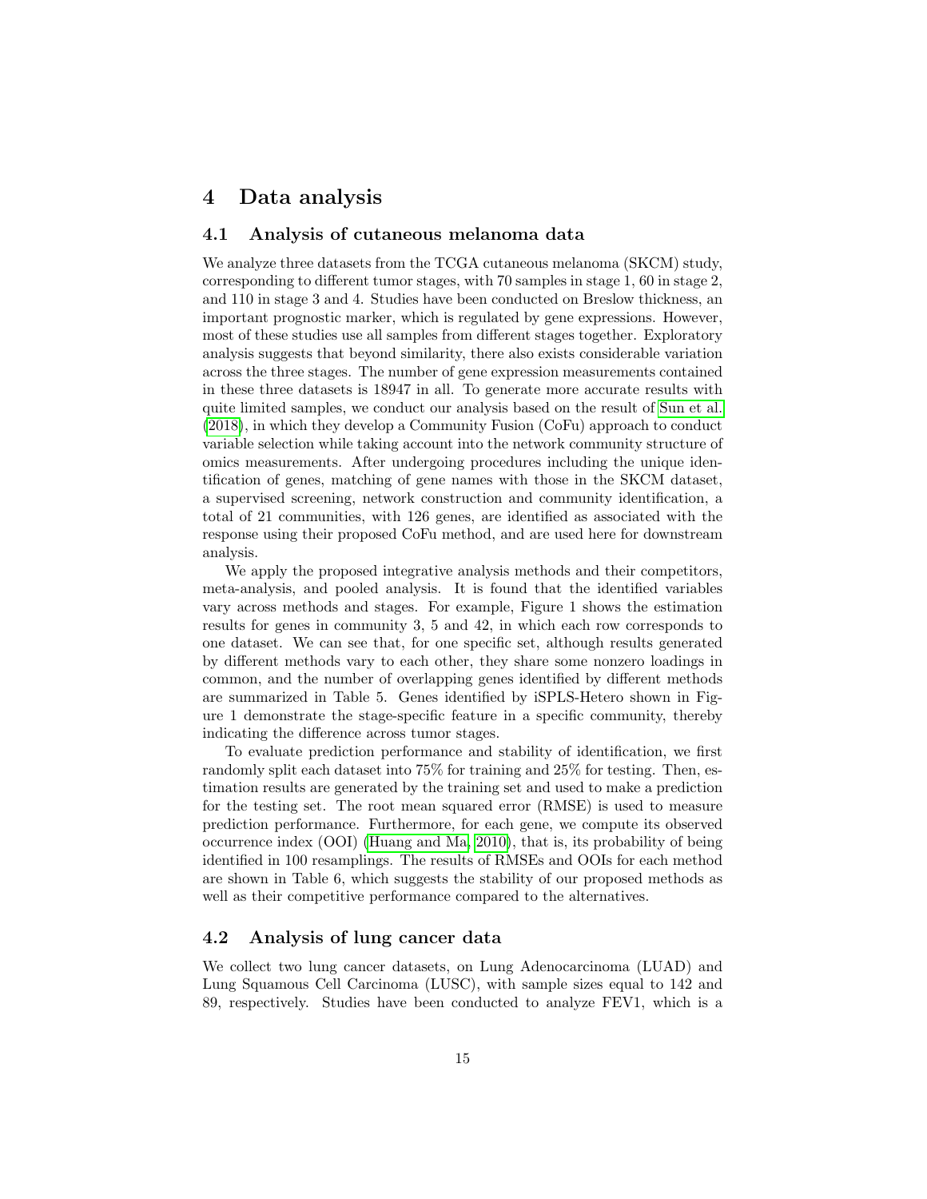# 4 Data analysis

## 4.1 Analysis of cutaneous melanoma data

We analyze three datasets from the TCGA cutaneous melanoma (SKCM) study, corresponding to different tumor stages, with 70 samples in stage 1, 60 in stage 2, and 110 in stage 3 and 4. Studies have been conducted on Breslow thickness, an important prognostic marker, which is regulated by gene expressions. However, most of these studies use all samples from different stages together. Exploratory analysis suggests that beyond similarity, there also exists considerable variation across the three stages. The number of gene expression measurements contained in these three datasets is 18947 in all. To generate more accurate results with quite limited samples, we conduct our analysis based on the result of Sun et al. (2018), in which they develop a Community Fusion (CoFu) approach to conduct variable selection while taking account into the network community structure of omics measurements. After undergoing procedures including the unique identification of genes, matching of gene names with those in the SKCM dataset, a supervised screening, network construction and community identification, a total of 21 communities, with 126 genes, are identified as associated with the response using their proposed CoFu method, and are used here for downstream analysis.

We apply the proposed integrative analysis methods and their competitors, meta-analysis, and pooled analysis. It is found that the identified variables vary across methods and stages. For example, Figure 1 shows the estimation results for genes in community 3, 5 and 42, in which each row corresponds to one dataset. We can see that, for one specific set, although results generated by different methods vary to each other, they share some nonzero loadings in common, and the number of overlapping genes identified by different methods are summarized in Table 5. Genes identified by iSPLS-Hetero shown in Figure 1 demonstrate the stage-specific feature in a specific community, thereby indicating the difference across tumor stages.

To evaluate prediction performance and stability of identification, we first randomly split each dataset into 75% for training and 25% for testing. Then, estimation results are generated by the training set and used to make a prediction for the testing set. The root mean squared error (RMSE) is used to measure prediction performance. Furthermore, for each gene, we compute its observed occurrence index (OOI) (Huang and Ma, 2010), that is, its probability of being identified in 100 resamplings. The results of RMSEs and OOIs for each method are shown in Table 6, which suggests the stability of our proposed methods as well as their competitive performance compared to the alternatives.

## 4.2 Analysis of lung cancer data

We collect two lung cancer datasets, on Lung Adenocarcinoma (LUAD) and Lung Squamous Cell Carcinoma (LUSC), with sample sizes equal to 142 and 89, respectively. Studies have been conducted to analyze FEV1, which is a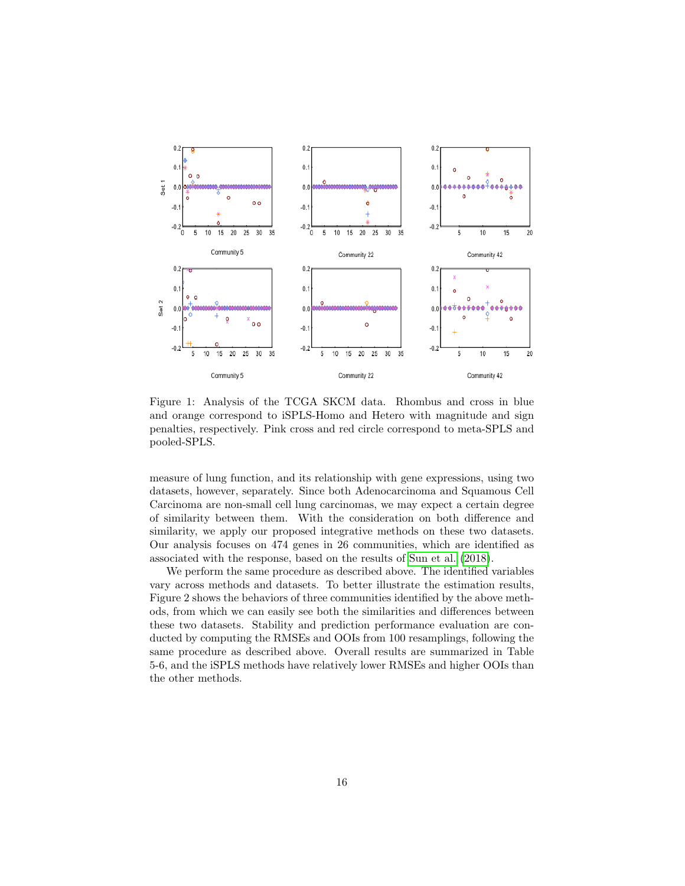Figure 1: Analysis of the TCGA SKCM data. Rhombus and cross in blue and orange correspond to iSPLS-Homo and Hetero with magnitude and sign penalties, respectively. Pink cross and red circle correspond to meta-SPLS and pooled-SPLS.

measure of lung function, and its relationship with gene expressions, using two datasets, however, separately. Since both Adenocarcinoma and Squamous Cell Carcinoma are non-small cell lung carcinomas, we may expect a certain degree of similarity between them. With the consideration on both difference and similarity, we apply our proposed integrative methods on these two datasets. Our analysis focuses on 474 genes in 26 communities, which are identified as associated with the response, based on the results of Sun et al. (2018).

We perform the same procedure as described above. The identified variables vary across methods and datasets. To better illustrate the estimation results, Figure 2 shows the behaviors of three communities identified by the above methods, from which we can easily see both the similarities and differences between these two datasets. Stability and prediction performance evaluation are conducted by computing the RMSEs and OOIs from 100 resamplings, following the same procedure as described above. Overall results are summarized in Table 5-6, and the iSPLS methods have relatively lower RMSEs and higher OOIs than the other methods.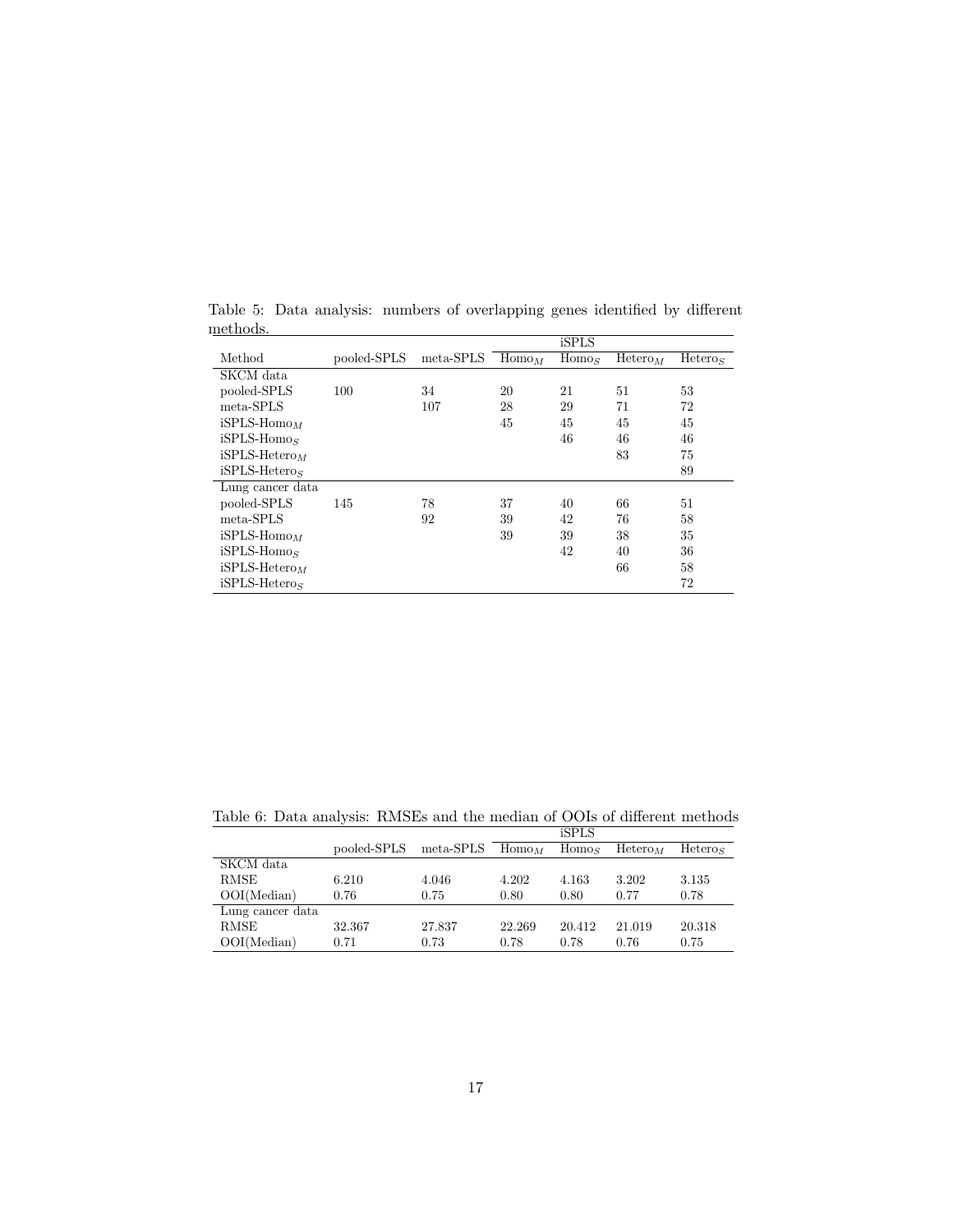Table 5: Data analysis: numbers of overlapping genes identified by different methods.

| | | | iSPLS | | | |
|---|---|---|---|---|---|---|
| Method | pooled-SPLS | meta-SPLS | $\text{Homo}_M$ | $\text{Homo}_S$ | $\text{Hetero}_M$ | $\text{Hetero}_S$ |
| SKCM data | | | | | | |
| pooled-SPLS | 100 | 34 | 20 | 21 | 51 | 53 |
| meta-SPLS | | 107 | 28 | 29 | 71 | 72 |
| iSPLS-$\text{Homo}_M$ | | | 45 | 45 | 45 | 45 |
| iSPLS-$\text{Homo}_S$ | | | | 46 | 46 | 46 |
| iSPLS-$\text{Hetero}_M$ | | | | | 83 | 75 |
| iSPLS-$\text{Hetero}_S$ | | | | | | 89 |
| Lung cancer data | | | | | | |
| pooled-SPLS | 145 | 78 | 37 | 40 | 66 | 51 |
| meta-SPLS | | 92 | 39 | 42 | 76 | 58 |
| iSPLS-$\text{Homo}_M$ | | | 39 | 39 | 38 | 35 |
| iSPLS-$\text{Homo}_S$ | | | | 42 | 40 | 36 |
| iSPLS-$\text{Hetero}_M$ | | | | | 66 | 58 |
| iSPLS-$\text{Hetero}_S$ | | | | | | 72 |

Table 6: Data analysis: RMSEs and the median of OOIs of different methods

| | | | iSPLS | | | |
|---|---|---|---|---|---|---|
| | pooled-SPLS | meta-SPLS | $\text{Homo}_M$ | $\text{Homo}_S$ | $\text{Hetero}_M$ | $\text{Hetero}_S$ |
| SKCM data | | | | | | |
| RMSE | 6.210 | 4.046 | 4.202 | 4.163 | 3.202 | 3.135 |
| OOI(Median) | 0.76 | 0.75 | 0.80 | 0.80 | 0.77 | 0.78 |
| Lung cancer data | | | | | | |
| RMSE | 32.367 | 27.837 | 22.269 | 20.412 | 21.019 | 20.318 |
| OOI(Median) | 0.71 | 0.73 | 0.78 | 0.78 | 0.76 | 0.75 |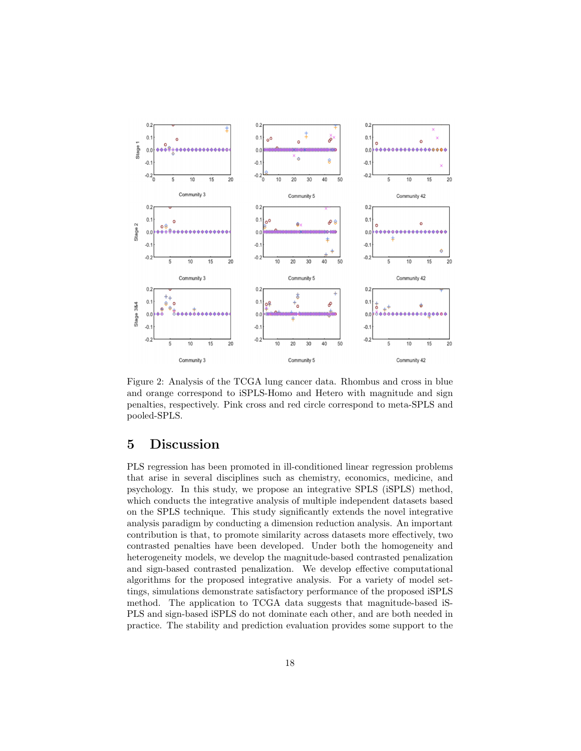Figure 2: Analysis of the TCGA lung cancer data. Rhombus and cross in blue and orange correspond to iSPLS-Homo and Hetero with magnitude and sign penalties, respectively. Pink cross and red circle correspond to meta-SPLS and pooled-SPLS.

## 5 Discussion

PLS regression has been promoted in ill-conditioned linear regression problems that arise in several disciplines such as chemistry, economics, medicine, and psychology. In this study, we propose an integrative SPLS (iSPLS) method, which conducts the integrative analysis of multiple independent datasets based on the SPLS technique. This study significantly extends the novel integrative analysis paradigm by conducting a dimension reduction analysis. An important contribution is that, to promote similarity across datasets more effectively, two contrasted penalties have been developed. Under both the homogeneity and heterogeneity models, we develop the magnitude-based contrasted penalization and sign-based contrasted penalization. We develop effective computational algorithms for the proposed integrative analysis. For a variety of model settings, simulations demonstrate satisfactory performance of the proposed iSPLS method. The application to TCGA data suggests that magnitude-based iSPLS and sign-based iSPLS do not dominate each other, and are both needed in practice. The stability and prediction evaluation provides some support to the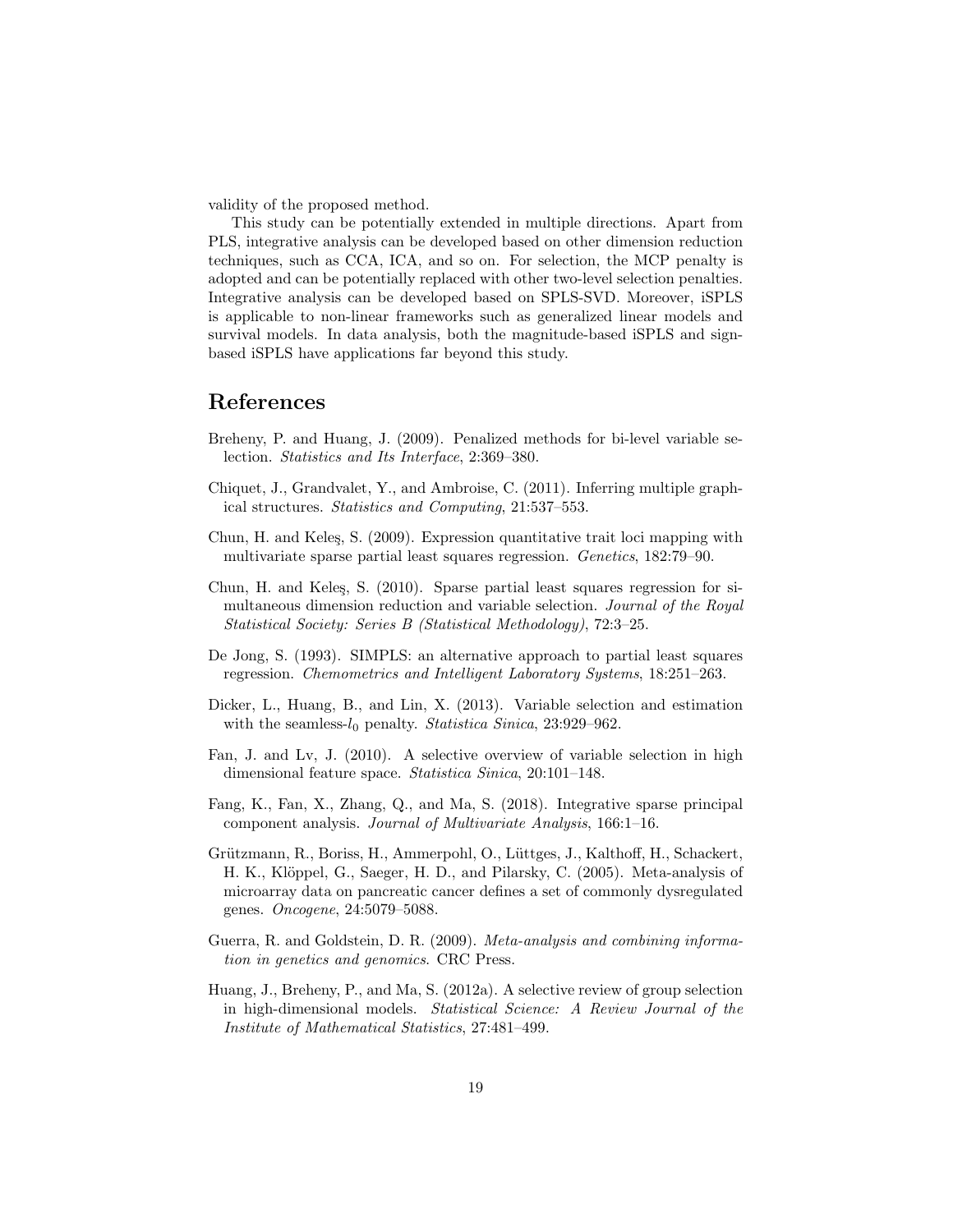validity of the proposed method.

This study can be potentially extended in multiple directions. Apart from PLS, integrative analysis can be developed based on other dimension reduction techniques, such as CCA, ICA, and so on. For selection, the MCP penalty is adopted and can be potentially replaced with other two-level selection penalties. Integrative analysis can be developed based on SPLS-SVD. Moreover, iSPLS is applicable to non-linear frameworks such as generalized linear models and survival models. In data analysis, both the magnitude-based iSPLS and sign-based iSPLS have applications far beyond this study.

## References

Breheny, P. and Huang, J. (2009). Penalized methods for bi-level variable selection. *Statistics and Its Interface*, 2:369–380.

Chiquet, J., Grandvalet, Y., and Ambroise, C. (2011). Inferring multiple graphical structures. *Statistics and Computing*, 21:537–553.

Chun, H. and Keleş, S. (2009). Expression quantitative trait loci mapping with multivariate sparse partial least squares regression. *Genetics*, 182:79–90.

Chun, H. and Keleş, S. (2010). Sparse partial least squares regression for simultaneous dimension reduction and variable selection. *Journal of the Royal Statistical Society: Series B (Statistical Methodology)*, 72:3–25.

De Jong, S. (1993). SIMPLS: an alternative approach to partial least squares regression. *Chemometrics and Intelligent Laboratory Systems*, 18:251–263.

Dicker, L., Huang, B., and Lin, X. (2013). Variable selection and estimation with the seamless-$l_0$ penalty. *Statistica Sinica*, 23:929–962.

Fan, J. and Lv, J. (2010). A selective overview of variable selection in high dimensional feature space. *Statistica Sinica*, 20:101–148.

Fang, K., Fan, X., Zhang, Q., and Ma, S. (2018). Integrative sparse principal component analysis. *Journal of Multivariate Analysis*, 166:1–16.

Grützmann, R., Boriss, H., Ammerpohl, O., Lüttges, J., Kalthoff, H., Schackert, H. K., Klöppel, G., Saeger, H. D., and Pilarsky, C. (2005). Meta-analysis of microarray data on pancreatic cancer defines a set of commonly dysregulated genes. *Oncogene*, 24:5079–5088.

Guerra, R. and Goldstein, D. R. (2009). *Meta-analysis and combining information in genetics and genomics*. CRC Press.

Huang, J., Breheny, P., and Ma, S. (2012a). A selective review of group selection in high-dimensional models. *Statistical Science: A Review Journal of the Institute of Mathematical Statistics*, 27:481–499.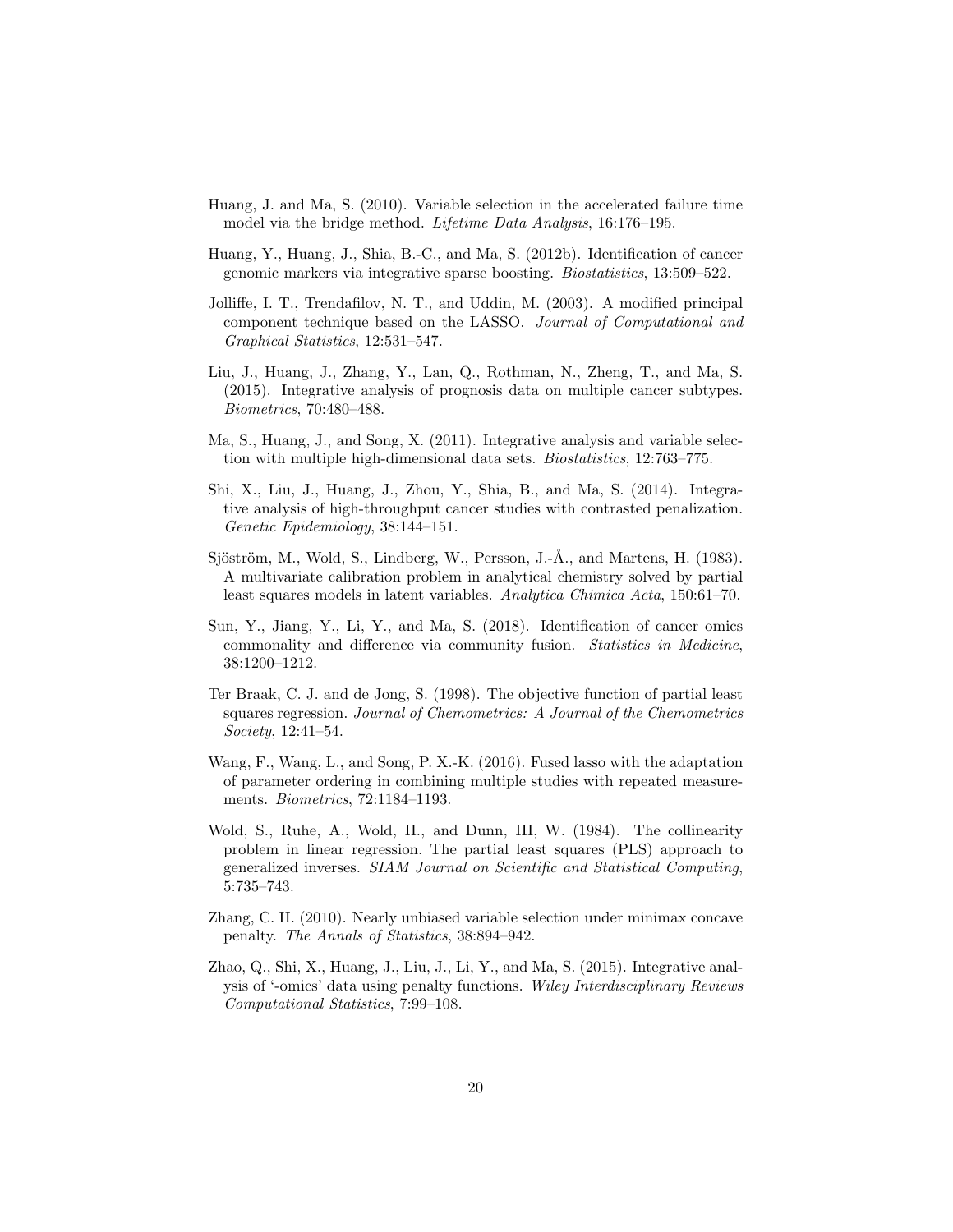Huang, J. and Ma, S. (2010). Variable selection in the accelerated failure time model via the bridge method. *Lifetime Data Analysis*, 16:176–195.

Huang, Y., Huang, J., Shia, B.-C., and Ma, S. (2012b). Identification of cancer genomic markers via integrative sparse boosting. *Biostatistics*, 13:509–522.

Jolliffe, I. T., Trendafilov, N. T., and Uddin, M. (2003). A modified principal component technique based on the LASSO. *Journal of Computational and Graphical Statistics*, 12:531–547.

Liu, J., Huang, J., Zhang, Y., Lan, Q., Rothman, N., Zheng, T., and Ma, S. (2015). Integrative analysis of prognosis data on multiple cancer subtypes. *Biometrics*, 70:480–488.

Ma, S., Huang, J., and Song, X. (2011). Integrative analysis and variable selection with multiple high-dimensional data sets. *Biostatistics*, 12:763–775.

Shi, X., Liu, J., Huang, J., Zhou, Y., Shia, B., and Ma, S. (2014). Integrative analysis of high-throughput cancer studies with contrasted penalization. *Genetic Epidemiology*, 38:144–151.

Sjöström, M., Wold, S., Lindberg, W., Persson, J.-Å., and Martens, H. (1983). A multivariate calibration problem in analytical chemistry solved by partial least squares models in latent variables. *Analytica Chimica Acta*, 150:61–70.

Sun, Y., Jiang, Y., Li, Y., and Ma, S. (2018). Identification of cancer omics commonality and difference via community fusion. *Statistics in Medicine*, 38:1200–1212.

Ter Braak, C. J. and de Jong, S. (1998). The objective function of partial least squares regression. *Journal of Chemometrics: A Journal of the Chemometrics Society*, 12:41–54.

Wang, F., Wang, L., and Song, P. X.-K. (2016). Fused lasso with the adaptation of parameter ordering in combining multiple studies with repeated measurements. *Biometrics*, 72:1184–1193.

Wold, S., Ruhe, A., Wold, H., and Dunn, III, W. (1984). The collinearity problem in linear regression. The partial least squares (PLS) approach to generalized inverses. *SIAM Journal on Scientific and Statistical Computing*, 5:735–743.

Zhang, C. H. (2010). Nearly unbiased variable selection under minimax concave penalty. *The Annals of Statistics*, 38:894–942.

Zhao, Q., Shi, X., Huang, J., Liu, J., Li, Y., and Ma, S. (2015). Integrative analysis of '-omics' data using penalty functions. *Wiley Interdisciplinary Reviews Computational Statistics*, 7:99–108.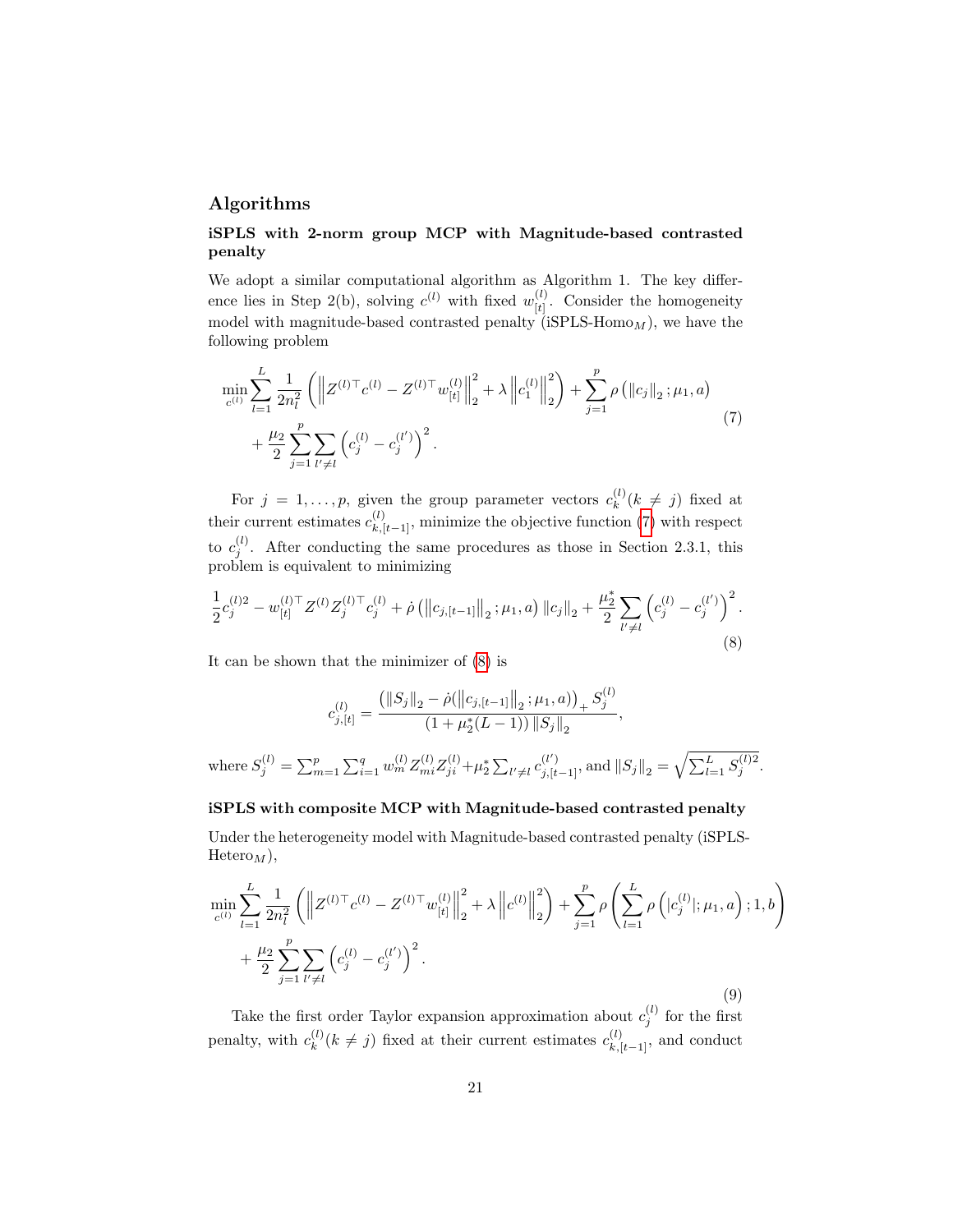## Algorithms

### iSPLS with 2-norm group MCP with Magnitude-based contrasted penalty

We adopt a similar computational algorithm as Algorithm 1. The key difference lies in Step 2(b), solving $c^{(l)}$ with fixed $w_{[t]}^{(l)}$. Consider the homogeneity model with magnitude-based contrasted penalty (iSPLS-Homo$_M$), we have the following problem

$$
\begin{aligned}
\min_{c^{(l)}} \sum_{l=1}^{L} \frac{1}{2n_l^2} \left( \left\| Z^{(l)\top} c^{(l)} - Z^{(l)\top} w_{[t]}^{(l)} \right\|_2^2 + \lambda \left\| c_1^{(l)} \right\|_2^2 \right) + \sum_{j=1}^{p} \rho \left( \left\| c_j \right\|_2 ; \mu_1, a \right) \\
+ \frac{\mu_2}{2} \sum_{j=1}^{p} \sum_{l' \neq l} \left( c_j^{(l)} - c_j^{(l')} \right)^2 .
\end{aligned}
\tag{7}
$$

For $j = 1, \ldots, p$, given the group parameter vectors $c_k^{(l)} (k \neq j)$ fixed at their current estimates $c_{k,[t-1]}^{(l)}$, minimize the objective function (7) with respect to $c_j^{(l)}$. After conducting the same procedures as those in Section 2.3.1, this problem is equivalent to minimizing

$$
\frac{1}{2} c_j^{(l)2} - w_{[t]}^{(l)\top} Z^{(l)} Z_j^{(l)\top} c_j^{(l)} + \dot{\rho} \left( \left\| c_{j,[t-1]} \right\|_2 ; \mu_1, a \right) \left\| c_j \right\|_2 + \frac{\mu_2^*}{2} \sum_{l' \neq l} \left( c_j^{(l)} - c_j^{(l')} \right)^2 .
\tag{8}
$$

It can be shown that the minimizer of (8) is

$$
c_{j,[t]}^{(l)} = \frac{\left( \left\| S_j \right\|_2 - \dot{\rho}(\left\| c_{j,[t-1]} \right\|_2 ; \mu_1, a) \right)_+ S_j^{(l)}}{\left( 1 + \mu_2^*(L-1) \right) \left\| S_j \right\|_2},
$$

where $S_j^{(l)} = \sum_{m=1}^{p} \sum_{i=1}^{q} w_m^{(l)} Z_{mi}^{(l)} Z_{ji}^{(l)} + \mu_2^* \sum_{l' \neq l} c_{j,[t-1]}^{(l')}$, and $\left\| S_j \right\|_2 = \sqrt{\sum_{l=1}^{L} S_j^{(l)2}}$.

### iSPLS with composite MCP with Magnitude-based contrasted penalty

Under the heterogeneity model with Magnitude-based contrasted penalty (iSPLS-Hetero$_M$),

$$
\begin{aligned}
\min_{c^{(l)}} \sum_{l=1}^{L} \frac{1}{2n_l^2} \left( \left\| Z^{(l)\top} c^{(l)} - Z^{(l)\top} w_{[t]}^{(l)} \right\|_2^2 + \lambda \left\| c^{(l)} \right\|_2^2 \right) + \sum_{j=1}^{p} \rho \left( \sum_{l=1}^{L} \rho \left( |c_j^{(l)}| ; \mu_1, a \right) ; 1, b \right) \\
+ \frac{\mu_2}{2} \sum_{j=1}^{p} \sum_{l' \neq l} \left( c_j^{(l)} - c_j^{(l')} \right)^2 .
\end{aligned}
\tag{9}
$$

Take the first order Taylor expansion approximation about $c_j^{(l)}$ for the first penalty, with $c_k^{(l)} (k \neq j)$ fixed at their current estimates $c_{k,[t-1]}^{(l)}$, and conduct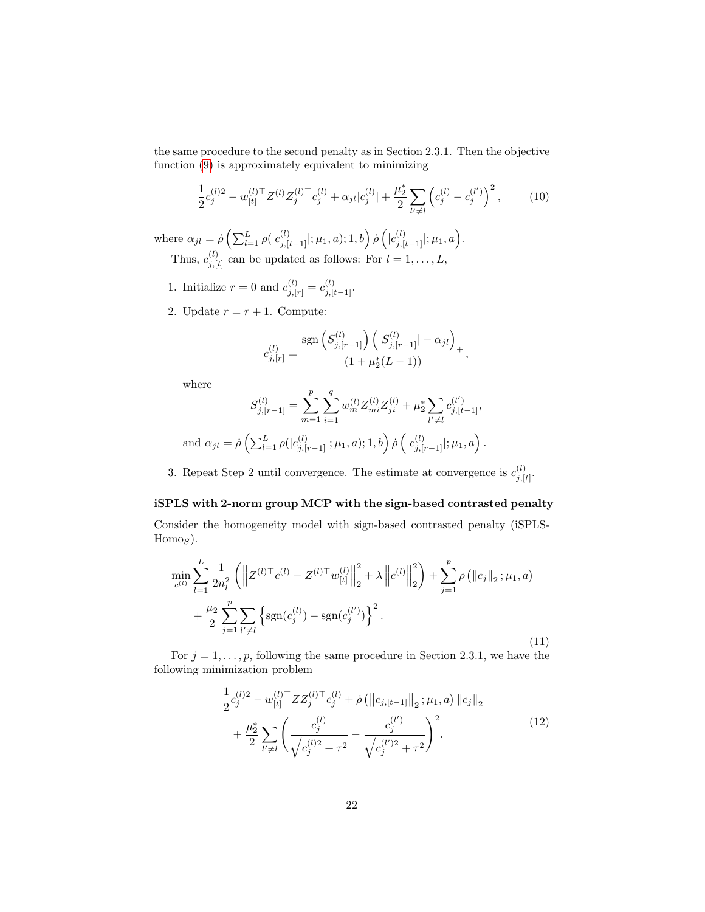the same procedure to the second penalty as in Section 2.3.1. Then the objective function (9) is approximately equivalent to minimizing

$$\frac{1}{2}c_j^{(l)2} - w_{[t]}^{(l)\top} Z^{(l)} Z_j^{(l)\top} c_j^{(l)} + \alpha_{jl}|c_j^{(l)}| + \frac{\mu_2^*}{2}\sum_{l' \neq l}\left(c_j^{(l)} - c_j^{(l')}\right)^2, \tag{10}$$

where $\alpha_{jl} = \dot{\rho}\left(\sum_{l=1}^{L}\rho(|c_{j,[t-1]}^{(l)}|;\mu_1,a);1,b\right)\dot{\rho}\left(|c_{j,[t-1]}^{(l)}|;\mu_1,a\right)$.

Thus, $c_{j,[t]}^{(l)}$ can be updated as follows: For $l = 1,\ldots,L$,

1. Initialize $r = 0$ and $c_{j,[r]}^{(l)} = c_{j,[t-1]}^{(l)}$.
2. Update $r = r+1$. Compute:

$$c_{j,[r]}^{(l)} = \frac{\text{sgn}\left(S_{j,[r-1]}^{(l)}\right)\left(|S_{j,[r-1]}^{(l)}| - \alpha_{jl}\right)_+}{(1+\mu_2^*(L-1))},$$

where

$$S_{j,[r-1]}^{(l)} = \sum_{m=1}^{p}\sum_{i=1}^{q} w_m^{(l)} Z_{mi}^{(l)} Z_{ji}^{(l)} + \mu_2^* \sum_{l' \neq l} c_{j,[t-1]}^{(l')},$$

and $\alpha_{jl} = \dot{\rho}\left(\sum_{l=1}^{L}\rho(|c_{j,[r-1]}^{(l)}|;\mu_1,a);1,b\right)\dot{\rho}\left(|c_{j,[r-1]}^{(l)}|;\mu_1,a\right)$.

3. Repeat Step 2 until convergence. The estimate at convergence is $c_{j,[t]}^{(l)}$.

**iSPLS with 2-norm group MCP with the sign-based contrasted penalty**

Consider the homogeneity model with sign-based contrasted penalty (iSPLS-Homo$_S$).

$$\begin{aligned}\min_{c^{(l)}} \sum_{l=1}^{L}\frac{1}{2n_l^2}\left(\left\|Z^{(l)\top}c^{(l)} - Z^{(l)\top}w_{[t]}^{(l)}\right\|_2^2 + \lambda\left\|c^{(l)}\right\|_2^2\right) + \sum_{j=1}^{p}\rho\left(\|c_j\|_2;\mu_1,a\right) \\ + \frac{\mu_2}{2}\sum_{j=1}^{p}\sum_{l' \neq l}\left\{\text{sgn}(c_j^{(l)}) - \text{sgn}(c_j^{(l')})\right\}^2.\end{aligned} \tag{11}$$

For $j = 1,\ldots,p$, following the same procedure in Section 2.3.1, we have the following minimization problem

$$\begin{aligned}\frac{1}{2}c_j^{(l)2} - w_{[t]}^{(l)\top} Z Z_j^{(l)\top} c_j^{(l)} + \dot{\rho}\left(\left\|c_{j,[t-1]}\right\|_2;\mu_1,a\right)\|c_j\|_2 \\ + \frac{\mu_2^*}{2}\sum_{l' \neq l}\left(\frac{c_j^{(l)}}{\sqrt{c_j^{(l)2}+\tau^2}} - \frac{c_j^{(l')}}{\sqrt{c_j^{(l')2}+\tau^2}}\right)^2.\end{aligned} \tag{12}$$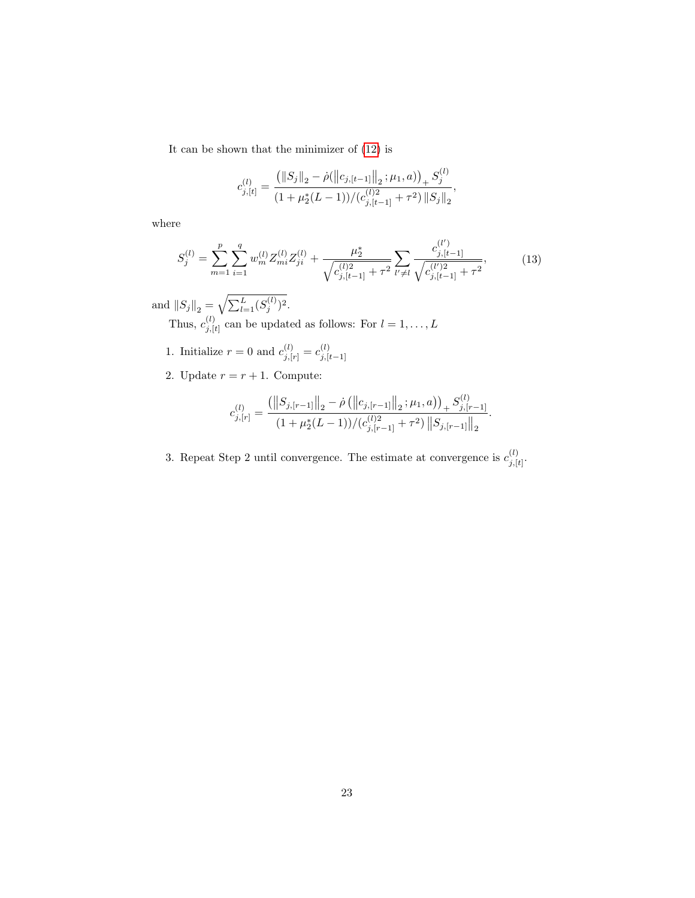It can be shown that the minimizer of (12) is

$$c_{j,[t]}^{(l)} = \frac{\left(\left\|S_j\right\|_2 - \dot{\rho}(\left\|c_{j,[t-1]}\right\|_2; \mu_1, a)\right)_+ S_j^{(l)}}{(1 + \mu_2^*(L-1))/(c_{j,[t-1]}^{(l)2} + \tau^2)\left\|S_j\right\|_2},$$

where

$$S_j^{(l)} = \sum_{m=1}^{p}\sum_{i=1}^{q} w_m^{(l)} Z_{mi}^{(l)} Z_{ji}^{(l)} + \frac{\mu_2^*}{\sqrt{c_{j,[t-1]}^{(l)2} + \tau^2}} \sum_{l' \neq l} \frac{c_{j,[t-1]}^{(l')}}{\sqrt{c_{j,[t-1]}^{(l')2} + \tau^2}}, \tag{13}$$

and $\left\|S_j\right\|_2 = \sqrt{\sum_{l=1}^{L}(S_j^{(l)})^2}$.

Thus, $c_{j,[t]}^{(l)}$ can be updated as follows: For $l = 1, \ldots, L$

1. Initialize $r = 0$ and $c_{j,[r]}^{(l)} = c_{j,[t-1]}^{(l)}$
2. Update $r = r + 1$. Compute:

$$c_{j,[r]}^{(l)} = \frac{\left(\left\|S_{j,[r-1]}\right\|_2 - \dot{\rho}\left(\left\|c_{j,[r-1]}\right\|_2; \mu_1, a\right)\right)_+ S_{j,[r-1]}^{(l)}}{(1 + \mu_2^*(L-1))/(c_{j,[r-1]}^{(l)2} + \tau^2)\left\|S_{j,[r-1]}\right\|_2}.$$

3. Repeat Step 2 until convergence. The estimate at convergence is $c_{j,[t]}^{(l)}$.